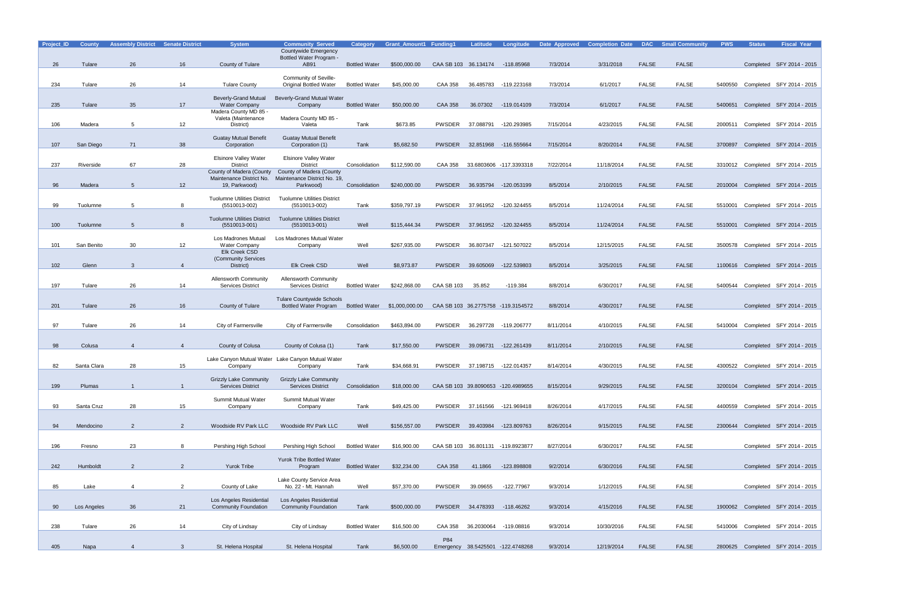| Project_ID | County | Assembly District | Senate District | System | Community Served | Category | Grant_Amount1 | Funding1 | Latitude | Longitude | Date Approved | Completion Date | DAC | Small Community | PWS | Status | Fiscal Year |
|---|---|---|---|---|---|---|---|---|---|---|---|---|---|---|---|---|---|
| 26 | Tulare | 26 | 16 | County of Tulare | Countywide Emergency Bottled Water Program - AB91 | Bottled Water | $500,000.00 | CAA SB 103 | 36.134174 | -118.85968 | 7/3/2014 | 3/31/2018 | FALSE | FALSE | | Completed | SFY 2014 - 2015 |
| 234 | Tulare | 26 | 14 | Tulare County | Community of Seville- Original Bottled Water | Bottled Water | $45,000.00 | CAA 358 | 36.485783 | -119.223168 | 7/3/2014 | 6/1/2017 | FALSE | FALSE | 5400550 | Completed | SFY 2014 - 2015 |
| 235 | Tulare | 35 | 17 | Beverly-Grand Mutual Water Company | Beverly-Grand Mutual Water Company | Bottled Water | $50,000.00 | CAA 358 | 36.07302 | -119.014109 | 7/3/2014 | 6/1/2017 | FALSE | FALSE | 5400651 | Completed | SFY 2014 - 2015 |
| 106 | Madera | 5 | 12 | Madera County MD 85 - Valeta (Maintenance District) | Madera County MD 85 - Valeta | Tank | $673.85 | PWSDER | 37.088791 | -120.293985 | 7/15/2014 | 4/23/2015 | FALSE | FALSE | 2000511 | Completed | SFY 2014 - 2015 |
| 107 | San Diego | 71 | 38 | Guatay Mutual Benefit Corporation | Guatay Mutual Benefit Corporation (1) | Tank | $5,682.50 | PWSDER | 32.851968 | -116.555664 | 7/15/2014 | 8/20/2014 | FALSE | FALSE | 3700897 | Completed | SFY 2014 - 2015 |
| 237 | Riverside | 67 | 28 | Elsinore Valley Water District | Elsinore Valley Water District | Consolidation | $112,590.00 | CAA 358 | 33.6803606 | -117.3393318 | 7/22/2014 | 11/18/2014 | FALSE | FALSE | 3310012 | Completed | SFY 2014 - 2015 |
| 96 | Madera | 5 | 12 | County of Madera (County Maintenance District No. 19, Parkwood) | County of Madera (County Maintenance District No. 19, Parkwood) | Consolidation | $240,000.00 | PWSDER | 36.935794 | -120.053199 | 8/5/2014 | 2/10/2015 | FALSE | FALSE | 2010004 | Completed | SFY 2014 - 2015 |
| 99 | Tuolumne | 5 | 8 | Tuolumne Utilities District (5510013-002) | Tuolumne Utilities District (5510013-002) | Tank | $359,797.19 | PWSDER | 37.961952 | -120.324455 | 8/5/2014 | 11/24/2014 | FALSE | FALSE | 5510001 | Completed | SFY 2014 - 2015 |
| 100 | Tuolumne | 5 | 8 | Tuolumne Utilities District (5510013-001) | Tuolumne Utilities District (5510013-001) | Well | $115,444.34 | PWSDER | 37.961952 | -120.324455 | 8/5/2014 | 11/24/2014 | FALSE | FALSE | 5510001 | Completed | SFY 2014 - 2015 |
| 101 | San Benito | 30 | 12 | Los Madrones Mutual Water Company | Los Madrones Mutual Water Company | Well | $267,935.00 | PWSDER | 36.807347 | -121.507022 | 8/5/2014 | 12/15/2015 | FALSE | FALSE | 3500578 | Completed | SFY 2014 - 2015 |
| 102 | Glenn | 3 | 4 | Elk Creek CSD (Community Services District) | Elk Creek CSD | Well | $8,973.87 | PWSDER | 39.605069 | -122.539803 | 8/5/2014 | 3/25/2015 | FALSE | FALSE | 1100616 | Completed | SFY 2014 - 2015 |
| 197 | Tulare | 26 | 14 | Allensworth Community Services District | Allensworth Community Services District | Bottled Water | $242,868.00 | CAA SB 103 | 35.852 | -119.384 | 8/8/2014 | 6/30/2017 | FALSE | FALSE | 5400544 | Completed | SFY 2014 - 2015 |
| 201 | Tulare | 26 | 16 | County of Tulare | Tulare Countywide Schools Bottled Water Program | Bottled Water | $1,000,000.00 | CAA SB 103 | 36.2775758 | -119.3154572 | 8/8/2014 | 4/30/2017 | FALSE | FALSE | | Completed | SFY 2014 - 2015 |
| 97 | Tulare | 26 | 14 | City of Farmersville | City of Farmersville | Consolidation | $463,894.00 | PWSDER | 36.297728 | -119.206777 | 8/11/2014 | 4/10/2015 | FALSE | FALSE | 5410004 | Completed | SFY 2014 - 2015 |
| 98 | Colusa | 4 | 4 | County of Colusa | County of Colusa (1) | Tank | $17,550.00 | PWSDER | 39.096731 | -122.261439 | 8/11/2014 | 2/10/2015 | FALSE | FALSE | | Completed | SFY 2014 - 2015 |
| 82 | Santa Clara | 28 | 15 | Lake Canyon Mutual Water Company | Lake Canyon Mutual Water Company | Tank | $34,668.91 | PWSDER | 37.198715 | -122.014357 | 8/14/2014 | 4/30/2015 | FALSE | FALSE | 4300522 | Completed | SFY 2014 - 2015 |
| 199 | Plumas | 1 | 1 | Grizzly Lake Community Services District | Grizzly Lake Community Services District | Consolidation | $18,000.00 | CAA SB 103 | 39.8090653 | -120.4989655 | 8/15/2014 | 9/29/2015 | FALSE | FALSE | 3200104 | Completed | SFY 2014 - 2015 |
| 93 | Santa Cruz | 28 | 15 | Summit Mutual Water Company | Summit Mutual Water Company | Tank | $49,425.00 | PWSDER | 37.161566 | -121.969418 | 8/26/2014 | 4/17/2015 | FALSE | FALSE | 4400559 | Completed | SFY 2014 - 2015 |
| 94 | Mendocino | 2 | 2 | Woodside RV Park LLC | Woodside RV Park LLC | Well | $156,557.00 | PWSDER | 39.403984 | -123.809763 | 8/26/2014 | 9/15/2015 | FALSE | FALSE | 2300644 | Completed | SFY 2014 - 2015 |
| 196 | Fresno | 23 | 8 | Pershing High School | Pershing High School | Bottled Water | $16,900.00 | CAA SB 103 | 36.801131 | -119.8923877 | 8/27/2014 | 6/30/2017 | FALSE | FALSE | | Completed | SFY 2014 - 2015 |
| 242 | Humboldt | 2 | 2 | Yurok Tribe | Yurok Tribe Bottled Water Program | Bottled Water | $32,234.00 | CAA 358 | 41.1866 | -123.898808 | 9/2/2014 | 6/30/2016 | FALSE | FALSE | | Completed | SFY 2014 - 2015 |
| 85 | Lake | 4 | 2 | County of Lake | Lake County Service Area No. 22 - Mt. Hannah | Well | $57,370.00 | PWSDER | 39.09655 | -122.77967 | 9/3/2014 | 1/12/2015 | FALSE | FALSE | | Completed | SFY 2014 - 2015 |
| 90 | Los Angeles | 36 | 21 | Los Angeles Residential Community Foundation | Los Angeles Residential Community Foundation | Tank | $500,000.00 | PWSDER | 34.478393 | -118.46262 | 9/3/2014 | 4/15/2016 | FALSE | FALSE | 1900062 | Completed | SFY 2014 - 2015 |
| 238 | Tulare | 26 | 14 | City of Lindsay | City of Lindsay | Bottled Water | $16,500.00 | CAA 358 | 36.2030064 | -119.08816 | 9/3/2014 | 10/30/2016 | FALSE | FALSE | 5410006 | Completed | SFY 2014 - 2015 |
| 405 | Napa | 4 | 3 | St. Helena Hospital | St. Helena Hospital | Tank | $6,500.00 | P84 Emergency | 38.5425501 | -122.4748268 | 9/3/2014 | 12/19/2014 | FALSE | FALSE | 2800625 | Completed | SFY 2014 - 2015 |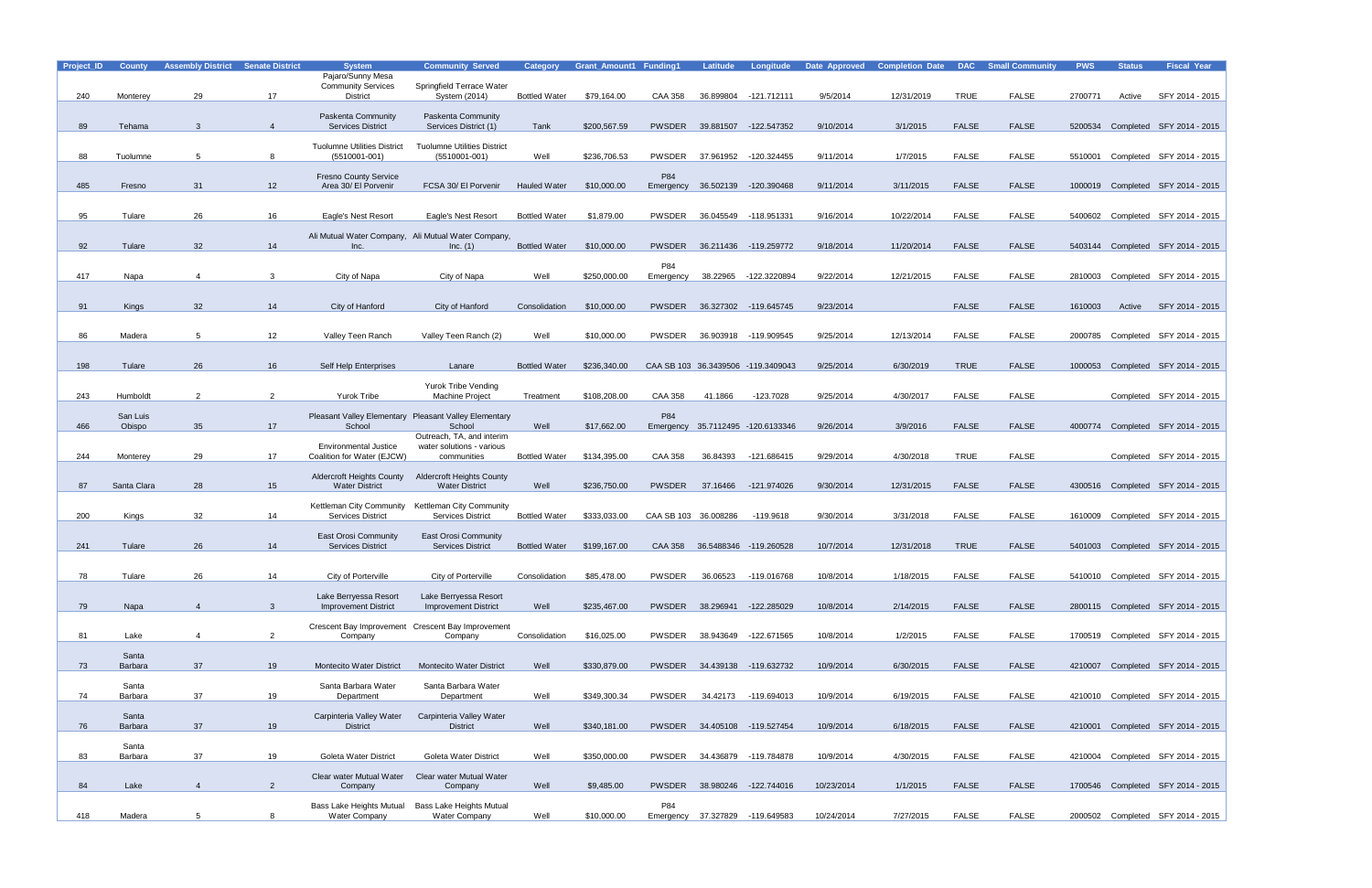| Project_ID | County | Assembly District | Senate District | System | Community Served | Category | Grant_Amount1 | Funding1 | Latitude | Longitude | Date Approved | Completion Date | DAC | Small Community | PWS | Status | Fiscal Year |
|---|---|---|---|---|---|---|---|---|---|---|---|---|---|---|---|---|---|
| 240 | Monterey | 29 | 17 | Pajaro/Sunny Mesa Community Services District | Springfield Terrace Water System (2014) | Bottled Water | $79,164.00 | CAA 358 | 36.899804 | -121.712111 | 9/5/2014 | 12/31/2019 | TRUE | FALSE | 2700771 | Active | SFY 2014 - 2015 |
| 89 | Tehama | 3 | 4 | Paskenta Community Services District | Paskenta Community Services District (1) | Tank | $200,567.59 | PWSDER | 39.881507 | -122.547352 | 9/10/2014 | 3/1/2015 | FALSE | FALSE | 5200534 | Completed | SFY 2014 - 2015 |
| 88 | Tuolumne | 5 | 8 | Tuolumne Utilities District (5510001-001) | Tuolumne Utilities District (5510001-001) | Well | $236,706.53 | PWSDER | 37.961952 | -120.324455 | 9/11/2014 | 1/7/2015 | FALSE | FALSE | 5510001 | Completed | SFY 2014 - 2015 |
| 485 | Fresno | 31 | 12 | Fresno County Service Area 30/ El Porvenir | FCSA 30/ El Porvenir | Hauled Water | $10,000.00 | P84 Emergency | 36.502139 | -120.390468 | 9/11/2014 | 3/11/2015 | FALSE | FALSE | 1000019 | Completed | SFY 2014 - 2015 |
| 95 | Tulare | 26 | 16 | Eagle's Nest Resort | Eagle's Nest Resort | Bottled Water | $1,879.00 | PWSDER | 36.045549 | -118.951331 | 9/16/2014 | 10/22/2014 | FALSE | FALSE | 5400602 | Completed | SFY 2014 - 2015 |
| 92 | Tulare | 32 | 14 | Ali Mutual Water Company, Inc. | Ali Mutual Water Company, Inc. (1) | Bottled Water | $10,000.00 | PWSDER | 36.211436 | -119.259772 | 9/18/2014 | 11/20/2014 | FALSE | FALSE | 5403144 | Completed | SFY 2014 - 2015 |
| 417 | Napa | 4 | 3 | City of Napa | City of Napa | Well | $250,000.00 | P84 Emergency | 38.22965 | -122.3220894 | 9/22/2014 | 12/21/2015 | FALSE | FALSE | 2810003 | Completed | SFY 2014 - 2015 |
| 91 | Kings | 32 | 14 | City of Hanford | City of Hanford | Consolidation | $10,000.00 | PWSDER | 36.327302 | -119.645745 | 9/23/2014 | | FALSE | FALSE | 1610003 | Active | SFY 2014 - 2015 |
| 86 | Madera | 5 | 12 | Valley Teen Ranch | Valley Teen Ranch (2) | Well | $10,000.00 | PWSDER | 36.903918 | -119.909545 | 9/25/2014 | 12/13/2014 | FALSE | FALSE | 2000785 | Completed | SFY 2014 - 2015 |
| 198 | Tulare | 26 | 16 | Self Help Enterprises | Lanare | Bottled Water | $236,340.00 | CAA SB 103 | 36.3439506 | -119.3409043 | 9/25/2014 | 6/30/2019 | TRUE | FALSE | 1000053 | Completed | SFY 2014 - 2015 |
| 243 | Humboldt | 2 | 2 | Yurok Tribe | Yurok Tribe Vending Machine Project | Treatment | $108,208.00 | CAA 358 | 41.1866 | -123.7028 | 9/25/2014 | 4/30/2017 | FALSE | FALSE | | Completed | SFY 2014 - 2015 |
| 466 | San Luis Obispo | 35 | 17 | Pleasant Valley Elementary School | Pleasant Valley Elementary School | Well | $17,662.00 | P84 Emergency | 35.7112495 | -120.6133346 | 9/26/2014 | 3/9/2016 | FALSE | FALSE | 4000774 | Completed | SFY 2014 - 2015 |
| 244 | Monterey | 29 | 17 | Environmental Justice Coalition for Water (EJCW) | Outreach, TA, and interim water solutions - various communities | Bottled Water | $134,395.00 | CAA 358 | 36.84393 | -121.686415 | 9/29/2014 | 4/30/2018 | TRUE | FALSE | | Completed | SFY 2014 - 2015 |
| 87 | Santa Clara | 28 | 15 | Aldercroft Heights County Water District | Aldercroft Heights County Water District | Well | $236,750.00 | PWSDER | 37.16466 | -121.974026 | 9/30/2014 | 12/31/2015 | FALSE | FALSE | 4300516 | Completed | SFY 2014 - 2015 |
| 200 | Kings | 32 | 14 | Kettleman City Community Services District | Kettleman City Community Services District | Bottled Water | $333,033.00 | CAA SB 103 | 36.008286 | -119.9618 | 9/30/2014 | 3/31/2018 | FALSE | FALSE | 1610009 | Completed | SFY 2014 - 2015 |
| 241 | Tulare | 26 | 14 | East Orosi Community Services District | East Orosi Community Services District | Bottled Water | $199,167.00 | CAA 358 | 36.5488346 | -119.260528 | 10/7/2014 | 12/31/2018 | TRUE | FALSE | 5401003 | Completed | SFY 2014 - 2015 |
| 78 | Tulare | 26 | 14 | City of Porterville | City of Porterville | Consolidation | $85,478.00 | PWSDER | 36.06523 | -119.016768 | 10/8/2014 | 1/18/2015 | FALSE | FALSE | 5410010 | Completed | SFY 2014 - 2015 |
| 79 | Napa | 4 | 3 | Lake Berryessa Resort Improvement District | Lake Berryessa Resort Improvement District | Well | $235,467.00 | PWSDER | 38.296941 | -122.285029 | 10/8/2014 | 2/14/2015 | FALSE | FALSE | 2800115 | Completed | SFY 2014 - 2015 |
| 81 | Lake | 4 | 2 | Crescent Bay Improvement Company | Crescent Bay Improvement Company | Consolidation | $16,025.00 | PWSDER | 38.943649 | -122.671565 | 10/8/2014 | 1/2/2015 | FALSE | FALSE | 1700519 | Completed | SFY 2014 - 2015 |
| 73 | Santa Barbara | 37 | 19 | Montecito Water District | Montecito Water District | Well | $330,879.00 | PWSDER | 34.439138 | -119.632732 | 10/9/2014 | 6/30/2015 | FALSE | FALSE | 4210007 | Completed | SFY 2014 - 2015 |
| 74 | Santa Barbara | 37 | 19 | Santa Barbara Water Department | Santa Barbara Water Department | Well | $349,300.34 | PWSDER | 34.42173 | -119.694013 | 10/9/2014 | 6/19/2015 | FALSE | FALSE | 4210010 | Completed | SFY 2014 - 2015 |
| 76 | Santa Barbara | 37 | 19 | Carpinteria Valley Water District | Carpinteria Valley Water District | Well | $340,181.00 | PWSDER | 34.405108 | -119.527454 | 10/9/2014 | 6/18/2015 | FALSE | FALSE | 4210001 | Completed | SFY 2014 - 2015 |
| 83 | Santa Barbara | 37 | 19 | Goleta Water District | Goleta Water District | Well | $350,000.00 | PWSDER | 34.436879 | -119.784878 | 10/9/2014 | 4/30/2015 | FALSE | FALSE | 4210004 | Completed | SFY 2014 - 2015 |
| 84 | Lake | 4 | 2 | Clear water Mutual Water Company | Clear water Mutual Water Company | Well | $9,485.00 | PWSDER | 38.980246 | -122.744016 | 10/23/2014 | 1/1/2015 | FALSE | FALSE | 1700546 | Completed | SFY 2014 - 2015 |
| 418 | Madera | 5 | 8 | Bass Lake Heights Mutual Water Company | Bass Lake Heights Mutual Water Company | Well | $10,000.00 | P84 Emergency | 37.327829 | -119.649583 | 10/24/2014 | 7/27/2015 | FALSE | FALSE | 2000502 | Completed | SFY 2014 - 2015 |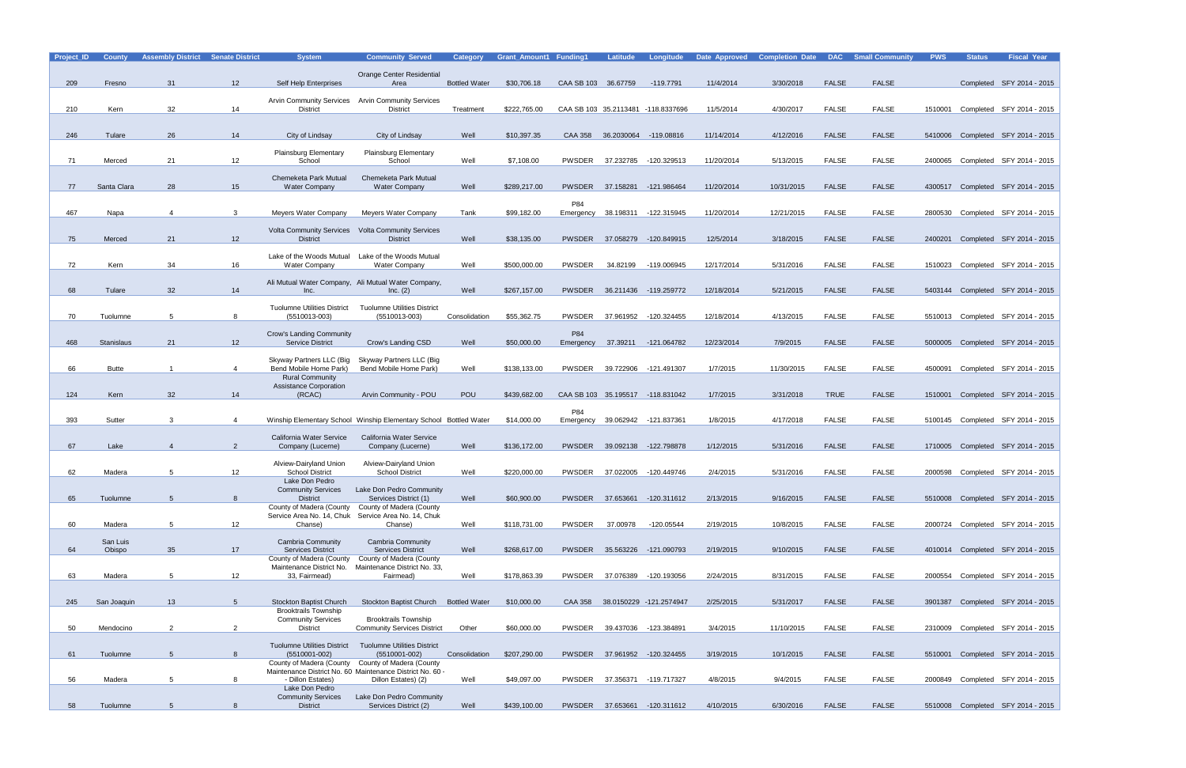| Project_ID | County | Assembly District | Senate District | System | Community Served | Category | Grant_Amount1 | Funding1 | Latitude | Longitude | Date Approved | Completion Date | DAC | Small Community | PWS | Status | Fiscal Year |
|---|---|---|---|---|---|---|---|---|---|---|---|---|---|---|---|---|---|
| 209 | Fresno | 31 | 12 | Self Help Enterprises | Orange Center Residential Area | Bottled Water | $30,706.18 | CAA SB 103 | 36.67759 | -119.7791 | 11/4/2014 | 3/30/2018 | FALSE | FALSE | | Completed | SFY 2014 - 2015 |
| 210 | Kern | 32 | 14 | Arvin Community Services District | Arvin Community Services District | Treatment | $222,765.00 | CAA SB 103 | 35.2113481 | -118.8337696 | 11/5/2014 | 4/30/2017 | FALSE | FALSE | 1510001 | Completed | SFY 2014 - 2015 |
| 246 | Tulare | 26 | 14 | City of Lindsay | City of Lindsay | Well | $10,397.35 | CAA 358 | 36.2030064 | -119.08816 | 11/14/2014 | 4/12/2016 | FALSE | FALSE | 5410006 | Completed | SFY 2014 - 2015 |
| 71 | Merced | 21 | 12 | Plainsburg Elementary School | Plainsburg Elementary School | Well | $7,108.00 | PWSDER | 37.232785 | -120.329513 | 11/20/2014 | 5/13/2015 | FALSE | FALSE | 2400065 | Completed | SFY 2014 - 2015 |
| 77 | Santa Clara | 28 | 15 | Chemeketa Park Mutual Water Company | Chemeketa Park Mutual Water Company | Well | $289,217.00 | PWSDER | 37.158281 | -121.986464 | 11/20/2014 | 10/31/2015 | FALSE | FALSE | 4300517 | Completed | SFY 2014 - 2015 |
| 467 | Napa | 4 | 3 | Meyers Water Company | Meyers Water Company | Tank | $99,182.00 | P84 Emergency | 38.198311 | -122.315945 | 11/20/2014 | 12/21/2015 | FALSE | FALSE | 2800530 | Completed | SFY 2014 - 2015 |
| 75 | Merced | 21 | 12 | Volta Community Services District | Volta Community Services District | Well | $38,135.00 | PWSDER | 37.058279 | -120.849915 | 12/5/2014 | 3/18/2015 | FALSE | FALSE | 2400201 | Completed | SFY 2014 - 2015 |
| 72 | Kern | 34 | 16 | Lake of the Woods Mutual Water Company | Lake of the Woods Mutual Water Company | Well | $500,000.00 | PWSDER | 34.82199 | -119.006945 | 12/17/2014 | 5/31/2016 | FALSE | FALSE | 1510023 | Completed | SFY 2014 - 2015 |
| 68 | Tulare | 32 | 14 | Ali Mutual Water Company, Inc. | Ali Mutual Water Company, Inc. (2) | Well | $267,157.00 | PWSDER | 36.211436 | -119.259772 | 12/18/2014 | 5/21/2015 | FALSE | FALSE | 5403144 | Completed | SFY 2014 - 2015 |
| 70 | Tuolumne | 5 | 8 | Tuolumne Utilities District (5510013-003) | Tuolumne Utilities District (5510013-003) | Consolidation | $55,362.75 | PWSDER | 37.961952 | -120.324455 | 12/18/2014 | 4/13/2015 | FALSE | FALSE | 5510013 | Completed | SFY 2014 - 2015 |
| 468 | Stanislaus | 21 | 12 | Crow's Landing Community Service District | Crow's Landing CSD | Well | $50,000.00 | P84 Emergency | 37.39211 | -121.064782 | 12/23/2014 | 7/9/2015 | FALSE | FALSE | 5000005 | Completed | SFY 2014 - 2015 |
| 66 | Butte | 1 | 4 | Skyway Partners LLC (Big Bend Mobile Home Park) | Skyway Partners LLC (Big Bend Mobile Home Park) | Well | $138,133.00 | PWSDER | 39.722906 | -121.491307 | 1/7/2015 | 11/30/2015 | FALSE | FALSE | 4500091 | Completed | SFY 2014 - 2015 |
| 124 | Kern | 32 | 14 | Rural Community Assistance Corporation (RCAC) | Arvin Community - POU | POU | $439,682.00 | CAA SB 103 | 35.195517 | -118.831042 | 1/7/2015 | 3/31/2018 | TRUE | FALSE | 1510001 | Completed | SFY 2014 - 2015 |
| 393 | Sutter | 3 | 4 | Winship Elementary School | Winship Elementary School | Bottled Water | $14,000.00 | P84 Emergency | 39.062942 | -121.837361 | 1/8/2015 | 4/17/2018 | FALSE | FALSE | 5100145 | Completed | SFY 2014 - 2015 |
| 67 | Lake | 4 | 2 | California Water Service Company (Lucerne) | California Water Service Company (Lucerne) | Well | $136,172.00 | PWSDER | 39.092138 | -122.798878 | 1/12/2015 | 5/31/2016 | FALSE | FALSE | 1710005 | Completed | SFY 2014 - 2015 |
| 62 | Madera | 5 | 12 | Alview-Dairyland Union School District | Alview-Dairyland Union School District | Well | $220,000.00 | PWSDER | 37.022005 | -120.449746 | 2/4/2015 | 5/31/2016 | FALSE | FALSE | 2000598 | Completed | SFY 2014 - 2015 |
| 65 | Tuolumne | 5 | 8 | Lake Don Pedro Community Services District | Lake Don Pedro Community Services District (1) | Well | $60,900.00 | PWSDER | 37.653661 | -120.311612 | 2/13/2015 | 9/16/2015 | FALSE | FALSE | 5510008 | Completed | SFY 2014 - 2015 |
| 60 | Madera | 5 | 12 | County of Madera (County Service Area No. 14, Chuk Chanse) | County of Madera (County Service Area No. 14, Chuk Chanse) | Well | $118,731.00 | PWSDER | 37.00978 | -120.05544 | 2/19/2015 | 10/8/2015 | FALSE | FALSE | 2000724 | Completed | SFY 2014 - 2015 |
| 64 | San Luis Obispo | 35 | 17 | Cambria Community Services District | Cambria Community Services District | Well | $268,617.00 | PWSDER | 35.563226 | -121.090793 | 2/19/2015 | 9/10/2015 | FALSE | FALSE | 4010014 | Completed | SFY 2014 - 2015 |
| 63 | Madera | 5 | 12 | County of Madera (County Maintenance District No. 33, Fairmead) | County of Madera (County Maintenance District No. 33, Fairmead) | Well | $178,863.39 | PWSDER | 37.076389 | -120.193056 | 2/24/2015 | 8/31/2015 | FALSE | FALSE | 2000554 | Completed | SFY 2014 - 2015 |
| 245 | San Joaquin | 13 | 5 | Stockton Baptist Church | Stockton Baptist Church | Bottled Water | $10,000.00 | CAA 358 | 38.0150229 | -121.2574947 | 2/25/2015 | 5/31/2017 | FALSE | FALSE | 3901387 | Completed | SFY 2014 - 2015 |
| 50 | Mendocino | 2 | 2 | Brooktrails Township Community Services District | Brooktrails Township Community Services District | Other | $60,000.00 | PWSDER | 39.437036 | -123.384891 | 3/4/2015 | 11/10/2015 | FALSE | FALSE | 2310009 | Completed | SFY 2014 - 2015 |
| 61 | Tuolumne | 5 | 8 | Tuolumne Utilities District (5510001-002) | Tuolumne Utilities District (5510001-002) | Consolidation | $207,290.00 | PWSDER | 37.961952 | -120.324455 | 3/19/2015 | 10/1/2015 | FALSE | FALSE | 5510001 | Completed | SFY 2014 - 2015 |
| 56 | Madera | 5 | 8 | County of Madera (County Maintenance District No. 60 - Dillon Estates) | County of Madera (County Maintenance District No. 60 - Dillon Estates) (2) | Well | $49,097.00 | PWSDER | 37.356371 | -119.717327 | 4/8/2015 | 9/4/2015 | FALSE | FALSE | 2000849 | Completed | SFY 2014 - 2015 |
| 58 | Tuolumne | 5 | 8 | Lake Don Pedro Community Services District | Lake Don Pedro Community Services District (2) | Well | $439,100.00 | PWSDER | 37.653661 | -120.311612 | 4/10/2015 | 6/30/2016 | FALSE | FALSE | 5510008 | Completed | SFY 2014 - 2015 |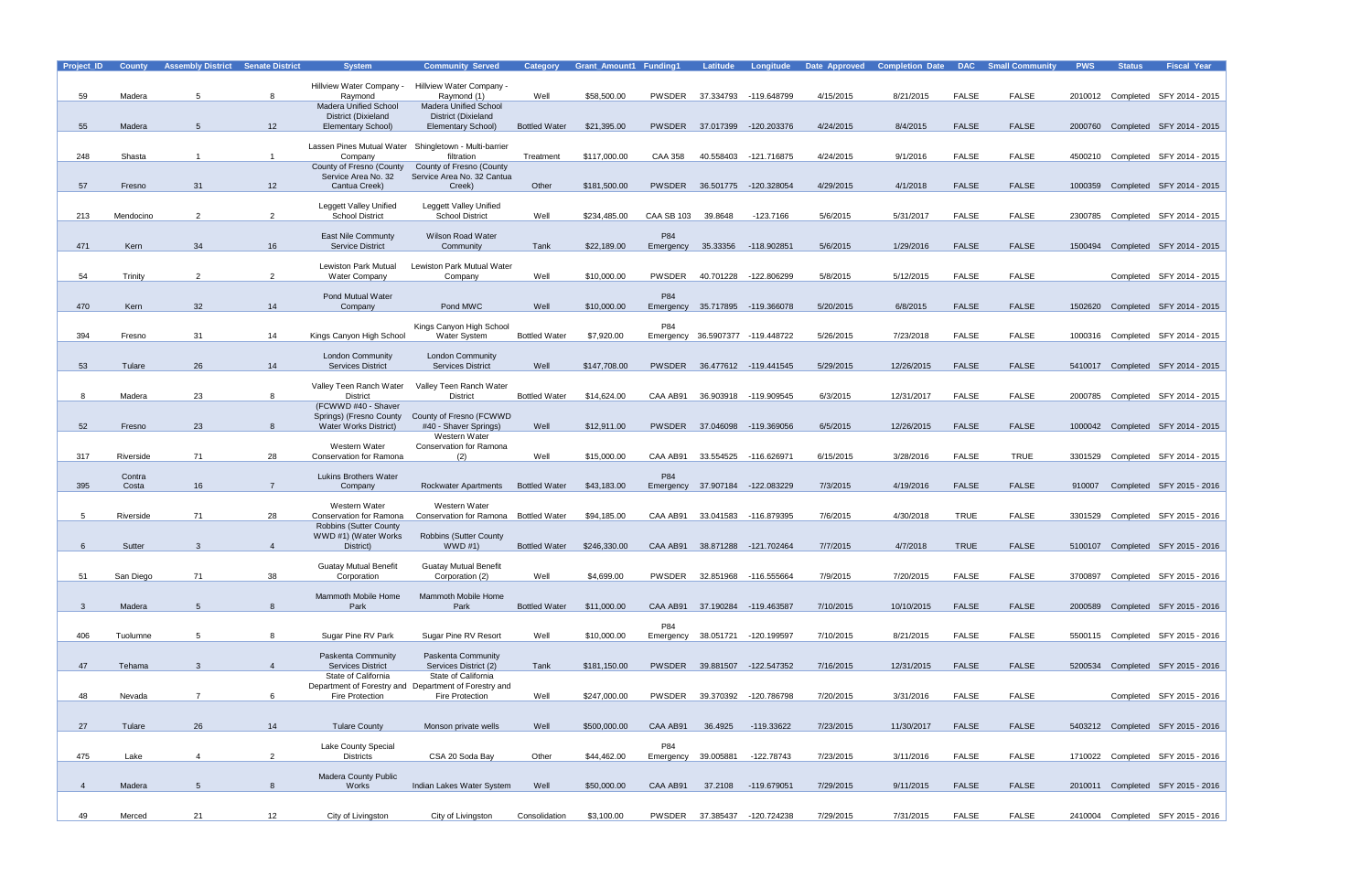| Project_ID | County | Assembly District | Senate District | System | Community Served | Category | Grant_Amount1 | Funding1 | Latitude | Longitude | Date Approved | Completion Date | DAC | Small Community | PWS | Status | Fiscal Year |
|---|---|---|---|---|---|---|---|---|---|---|---|---|---|---|---|---|---|
| 59 | Madera | 5 | 8 | Hillview Water Company - Raymond | Hillview Water Company - Raymond (1) | Well | $58,500.00 | PWSDER | 37.334793 | -119.648799 | 4/15/2015 | 8/21/2015 | FALSE | FALSE | 2010012 | Completed | SFY 2014 - 2015 |
| 55 | Madera | 5 | 12 | Madera Unified School District (Dixieland Elementary School) | Madera Unified School District (Dixieland Elementary School) | Bottled Water | $21,395.00 | PWSDER | 37.017399 | -120.203376 | 4/24/2015 | 8/4/2015 | FALSE | FALSE | 2000760 | Completed | SFY 2014 - 2015 |
| 248 | Shasta | 1 | 1 | Lassen Pines Mutual Water Company | Shingletown - Multi-barrier filtration | Treatment | $117,000.00 | CAA 358 | 40.558403 | -121.716875 | 4/24/2015 | 9/1/2016 | FALSE | FALSE | 4500210 | Completed | SFY 2014 - 2015 |
| 57 | Fresno | 31 | 12 | County of Fresno (County Service Area No. 32 Cantua Creek) | County of Fresno (County Service Area No. 32 Cantua Creek) | Other | $181,500.00 | PWSDER | 36.501775 | -120.328054 | 4/29/2015 | 4/1/2018 | FALSE | FALSE | 1000359 | Completed | SFY 2014 - 2015 |
| 213 | Mendocino | 2 | 2 | Leggett Valley Unified School District | Leggett Valley Unified School District | Well | $234,485.00 | CAA SB 103 | 39.8648 | -123.7166 | 5/6/2015 | 5/31/2017 | FALSE | FALSE | 2300785 | Completed | SFY 2014 - 2015 |
| 471 | Kern | 34 | 16 | East Nile Communty Service District | Wilson Road Water Community | Tank | $22,189.00 | P84 Emergency | 35.33356 | -118.902851 | 5/6/2015 | 1/29/2016 | FALSE | FALSE | 1500494 | Completed | SFY 2014 - 2015 |
| 54 | Trinity | 2 | 2 | Lewiston Park Mutual Water Company | Lewiston Park Mutual Water Company | Well | $10,000.00 | PWSDER | 40.701228 | -122.806299 | 5/8/2015 | 5/12/2015 | FALSE | FALSE | | Completed | SFY 2014 - 2015 |
| 470 | Kern | 32 | 14 | Pond Mutual Water Company | Pond MWC | Well | $10,000.00 | P84 Emergency | 35.717895 | -119.366078 | 5/20/2015 | 6/8/2015 | FALSE | FALSE | 1502620 | Completed | SFY 2014 - 2015 |
| 394 | Fresno | 31 | 14 | Kings Canyon High School | Kings Canyon High School Water System | Bottled Water | $7,920.00 | P84 Emergency | 36.5907377 | -119.448722 | 5/26/2015 | 7/23/2018 | FALSE | FALSE | 1000316 | Completed | SFY 2014 - 2015 |
| 53 | Tulare | 26 | 14 | London Community Services District | London Community Services District | Well | $147,708.00 | PWSDER | 36.477612 | -119.441545 | 5/29/2015 | 12/26/2015 | FALSE | FALSE | 5410017 | Completed | SFY 2014 - 2015 |
| 8 | Madera | 23 | 8 | Valley Teen Ranch Water District | Valley Teen Ranch Water District | Bottled Water | $14,624.00 | CAA AB91 | 36.903918 | -119.909545 | 6/3/2015 | 12/31/2017 | FALSE | FALSE | 2000785 | Completed | SFY 2014 - 2015 |
| 52 | Fresno | 23 | 8 | (FCWWD #40 - Shaver Springs) (Fresno County Water Works District) | County of Fresno (FCWWD #40 - Shaver Springs) | Well | $12,911.00 | PWSDER | 37.046098 | -119.369056 | 6/5/2015 | 12/26/2015 | FALSE | FALSE | 1000042 | Completed | SFY 2014 - 2015 |
| 317 | Riverside | 71 | 28 | Western Water Conservation for Ramona | Western Water Conservation for Ramona (2) | Well | $15,000.00 | CAA AB91 | 33.554525 | -116.626971 | 6/15/2015 | 3/28/2016 | FALSE | TRUE | 3301529 | Completed | SFY 2014 - 2015 |
| 395 | Contra Costa | 16 | 7 | Lukins Brothers Water Company | Rockwater Apartments | Bottled Water | $43,183.00 | P84 Emergency | 37.907184 | -122.083229 | 7/3/2015 | 4/19/2016 | FALSE | FALSE | 910007 | Completed | SFY 2015 - 2016 |
| 5 | Riverside | 71 | 28 | Western Water Conservation for Ramona | Western Water Conservation for Ramona | Bottled Water | $94,185.00 | CAA AB91 | 33.041583 | -116.879395 | 7/6/2015 | 4/30/2018 | TRUE | FALSE | 3301529 | Completed | SFY 2015 - 2016 |
| 6 | Sutter | 3 | 4 | Robbins (Sutter County WWD #1) (Water Works District) | Robbins (Sutter County WWD #1) | Bottled Water | $246,330.00 | CAA AB91 | 38.871288 | -121.702464 | 7/7/2015 | 4/7/2018 | TRUE | FALSE | 5100107 | Completed | SFY 2015 - 2016 |
| 51 | San Diego | 71 | 38 | Guatay Mutual Benefit Corporation | Guatay Mutual Benefit Corporation (2) | Well | $4,699.00 | PWSDER | 32.851968 | -116.555664 | 7/9/2015 | 7/20/2015 | FALSE | FALSE | 3700897 | Completed | SFY 2015 - 2016 |
| 3 | Madera | 5 | 8 | Mammoth Mobile Home Park | Mammoth Mobile Home Park | Bottled Water | $11,000.00 | CAA AB91 | 37.190284 | -119.463587 | 7/10/2015 | 10/10/2015 | FALSE | FALSE | 2000589 | Completed | SFY 2015 - 2016 |
| 406 | Tuolumne | 5 | 8 | Sugar Pine RV Park | Sugar Pine RV Resort | Well | $10,000.00 | P84 Emergency | 38.051721 | -120.199597 | 7/10/2015 | 8/21/2015 | FALSE | FALSE | 5500115 | Completed | SFY 2015 - 2016 |
| 47 | Tehama | 3 | 4 | Paskenta Community Services District | Paskenta Community Services District (2) | Tank | $181,150.00 | PWSDER | 39.881507 | -122.547352 | 7/16/2015 | 12/31/2015 | FALSE | FALSE | 5200534 | Completed | SFY 2015 - 2016 |
| 48 | Nevada | 7 | 6 | State of California Department of Forestry and Fire Protection | State of California Department of Forestry and Fire Protection | Well | $247,000.00 | PWSDER | 39.370392 | -120.786798 | 7/20/2015 | 3/31/2016 | FALSE | FALSE | | Completed | SFY 2015 - 2016 |
| 27 | Tulare | 26 | 14 | Tulare County | Monson private wells | Well | $500,000.00 | CAA AB91 | 36.4925 | -119.33622 | 7/23/2015 | 11/30/2017 | FALSE | FALSE | 5403212 | Completed | SFY 2015 - 2016 |
| 475 | Lake | 4 | 2 | Lake County Special Districts | CSA 20 Soda Bay | Other | $44,462.00 | P84 Emergency | 39.005881 | -122.78743 | 7/23/2015 | 3/11/2016 | FALSE | FALSE | 1710022 | Completed | SFY 2015 - 2016 |
| 4 | Madera | 5 | 8 | Madera County Public Works | Indian Lakes Water System | Well | $50,000.00 | CAA AB91 | 37.2108 | -119.679051 | 7/29/2015 | 9/11/2015 | FALSE | FALSE | 2010011 | Completed | SFY 2015 - 2016 |
| 49 | Merced | 21 | 12 | City of Livingston | City of Livingston | Consolidation | $3,100.00 | PWSDER | 37.385437 | -120.724238 | 7/29/2015 | 7/31/2015 | FALSE | FALSE | 2410004 | Completed | SFY 2015 - 2016 |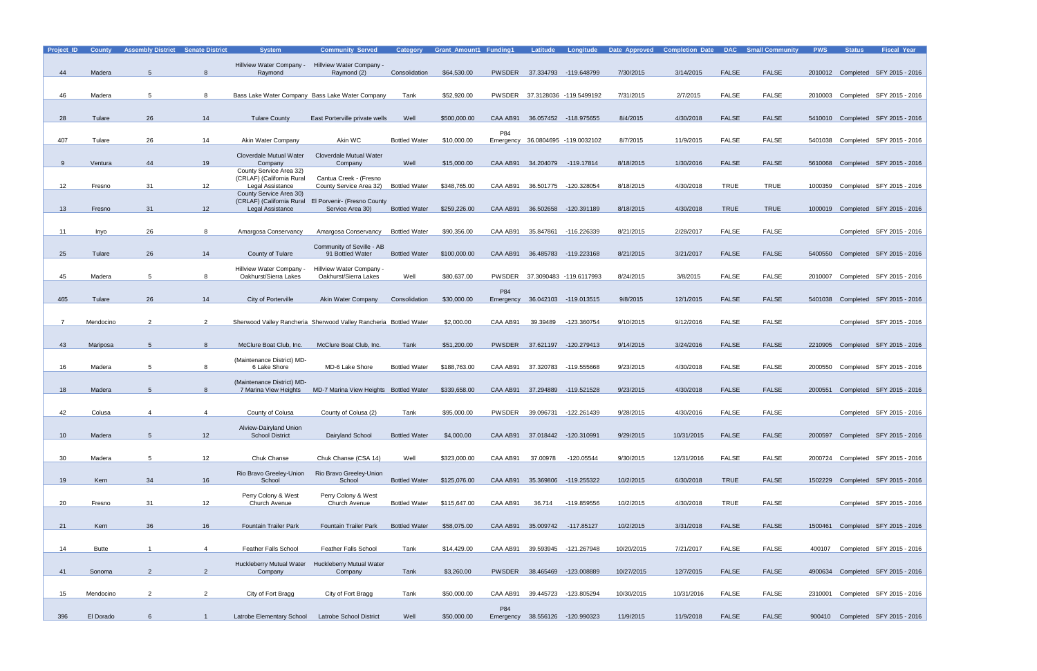| Project_ID | County | Assembly District | Senate District | System | Community Served | Category | Grant_Amount1 | Funding1 | Latitude | Longitude | Date Approved | Completion Date | DAC | Small Community | PWS | Status | Fiscal Year |
|---|---|---|---|---|---|---|---|---|---|---|---|---|---|---|---|---|---|
| 44 | Madera | 5 | 8 | Hillview Water Company - Raymond | Hillview Water Company - Raymond (2) | Consolidation | $64,530.00 | PWSDER | 37.334793 | -119.648799 | 7/30/2015 | 3/14/2015 | FALSE | FALSE | 2010012 | Completed | SFY 2015 - 2016 |
| 46 | Madera | 5 | 8 | Bass Lake Water Company | Bass Lake Water Company | Tank | $52,920.00 | PWSDER | 37.3128036 | -119.5499192 | 7/31/2015 | 2/7/2015 | FALSE | FALSE | 2010003 | Completed | SFY 2015 - 2016 |
| 28 | Tulare | 26 | 14 | Tulare County | East Porterville private wells | Well | $500,000.00 | CAA AB91 | 36.057452 | -118.975655 | 8/4/2015 | 4/30/2018 | FALSE | FALSE | 5410010 | Completed | SFY 2015 - 2016 |
| 407 | Tulare | 26 | 14 | Akin Water Company | Akin WC | Bottled Water | $10,000.00 | P84 Emergency | 36.0804695 | -119.0032102 | 8/7/2015 | 11/9/2015 | FALSE | FALSE | 5401038 | Completed | SFY 2015 - 2016 |
| 9 | Ventura | 44 | 19 | Cloverdale Mutual Water Company | Cloverdale Mutual Water Company | Well | $15,000.00 | CAA AB91 | 34.204079 | -119.17814 | 8/18/2015 | 1/30/2016 | FALSE | FALSE | 5610068 | Completed | SFY 2015 - 2016 |
| 12 | Fresno | 31 | 12 | County Service Area 32) (CRLAF) (California Rural Legal Assistance | Cantua Creek - (Fresno County Service Area 32) | Bottled Water | $348,765.00 | CAA AB91 | 36.501775 | -120.328054 | 8/18/2015 | 4/30/2018 | TRUE | TRUE | 1000359 | Completed | SFY 2015 - 2016 |
| 13 | Fresno | 31 | 12 | County Service Area 30) (CRLAF) (California Rural Legal Assistance | El Porvenir- (Fresno County Service Area 30) | Bottled Water | $259,226.00 | CAA AB91 | 36.502658 | -120.391189 | 8/18/2015 | 4/30/2018 | TRUE | TRUE | 1000019 | Completed | SFY 2015 - 2016 |
| 11 | Inyo | 26 | 8 | Amargosa Conservancy | Amargosa Conservancy | Bottled Water | $90,356.00 | CAA AB91 | 35.847861 | -116.226339 | 8/21/2015 | 2/28/2017 | FALSE | FALSE |  | Completed | SFY 2015 - 2016 |
| 25 | Tulare | 26 | 14 | County of Tulare | Community of Seville - AB 91 Bottled Water | Bottled Water | $100,000.00 | CAA AB91 | 36.485783 | -119.223168 | 8/21/2015 | 3/21/2017 | FALSE | FALSE | 5400550 | Completed | SFY 2015 - 2016 |
| 45 | Madera | 5 | 8 | Hillview Water Company - Oakhurst/Sierra Lakes | Hillview Water Company - Oakhurst/Sierra Lakes | Well | $80,637.00 | PWSDER | 37.3090483 | -119.6117993 | 8/24/2015 | 3/8/2015 | FALSE | FALSE | 2010007 | Completed | SFY 2015 - 2016 |
| 465 | Tulare | 26 | 14 | City of Porterville | Akin Water Company | Consolidation | $30,000.00 | P84 Emergency | 36.042103 | -119.013515 | 9/8/2015 | 12/1/2015 | FALSE | FALSE | 5401038 | Completed | SFY 2015 - 2016 |
| 7 | Mendocino | 2 | 2 | Sherwood Valley Rancheria | Sherwood Valley Rancheria | Bottled Water | $2,000.00 | CAA AB91 | 39.39489 | -123.360754 | 9/10/2015 | 9/12/2016 | FALSE | FALSE |  | Completed | SFY 2015 - 2016 |
| 43 | Mariposa | 5 | 8 | McClure Boat Club, Inc. | McClure Boat Club, Inc. | Tank | $51,200.00 | PWSDER | 37.621197 | -120.279413 | 9/14/2015 | 3/24/2016 | FALSE | FALSE | 2210905 | Completed | SFY 2015 - 2016 |
| 16 | Madera | 5 | 8 | (Maintenance District) MD-6 Lake Shore | MD-6 Lake Shore | Bottled Water | $188,763.00 | CAA AB91 | 37.320783 | -119.555668 | 9/23/2015 | 4/30/2018 | FALSE | FALSE | 2000550 | Completed | SFY 2015 - 2016 |
| 18 | Madera | 5 | 8 | (Maintenance District) MD-7 Marina View Heights | MD-7 Marina View Heights | Bottled Water | $339,658.00 | CAA AB91 | 37.294889 | -119.521528 | 9/23/2015 | 4/30/2018 | FALSE | FALSE | 2000551 | Completed | SFY 2015 - 2016 |
| 42 | Colusa | 4 | 4 | County of Colusa | County of Colusa (2) | Tank | $95,000.00 | PWSDER | 39.096731 | -122.261439 | 9/28/2015 | 4/30/2016 | FALSE | FALSE |  | Completed | SFY 2015 - 2016 |
| 10 | Madera | 5 | 12 | Alview-Dairyland Union School District | Dairyland School | Bottled Water | $4,000.00 | CAA AB91 | 37.018442 | -120.310991 | 9/29/2015 | 10/31/2015 | FALSE | FALSE | 2000597 | Completed | SFY 2015 - 2016 |
| 30 | Madera | 5 | 12 | Chuk Chanse | Chuk Chanse (CSA 14) | Well | $323,000.00 | CAA AB91 | 37.00978 | -120.05544 | 9/30/2015 | 12/31/2016 | FALSE | FALSE | 2000724 | Completed | SFY 2015 - 2016 |
| 19 | Kern | 34 | 16 | Rio Bravo Greeley-Union School | Rio Bravo Greeley-Union School | Bottled Water | $125,076.00 | CAA AB91 | 35.369806 | -119.255322 | 10/2/2015 | 6/30/2018 | TRUE | FALSE | 1502229 | Completed | SFY 2015 - 2016 |
| 20 | Fresno | 31 | 12 | Perry Colony & West Church Avenue | Perry Colony & West Church Avenue | Bottled Water | $115,647.00 | CAA AB91 | 36.714 | -119.859556 | 10/2/2015 | 4/30/2018 | TRUE | FALSE |  | Completed | SFY 2015 - 2016 |
| 21 | Kern | 36 | 16 | Fountain Trailer Park | Fountain Trailer Park | Bottled Water | $58,075.00 | CAA AB91 | 35.009742 | -117.85127 | 10/2/2015 | 3/31/2018 | FALSE | FALSE | 1500461 | Completed | SFY 2015 - 2016 |
| 14 | Butte | 1 | 4 | Feather Falls School | Feather Falls School | Tank | $14,429.00 | CAA AB91 | 39.593945 | -121.267948 | 10/20/2015 | 7/21/2017 | FALSE | FALSE | 400107 | Completed | SFY 2015 - 2016 |
| 41 | Sonoma | 2 | 2 | Huckleberry Mutual Water Company | Huckleberry Mutual Water Company | Tank | $3,260.00 | PWSDER | 38.465469 | -123.008889 | 10/27/2015 | 12/7/2015 | FALSE | FALSE | 4900634 | Completed | SFY 2015 - 2016 |
| 15 | Mendocino | 2 | 2 | City of Fort Bragg | City of Fort Bragg | Tank | $50,000.00 | CAA AB91 | 39.445723 | -123.805294 | 10/30/2015 | 10/31/2016 | FALSE | FALSE | 2310001 | Completed | SFY 2015 - 2016 |
| 396 | El Dorado | 6 | 1 | Latrobe Elementary School | Latrobe School District | Well | $50,000.00 | P84 Emergency | 38.556126 | -120.990323 | 11/9/2015 | 11/9/2018 | FALSE | FALSE | 900410 | Completed | SFY 2015 - 2016 |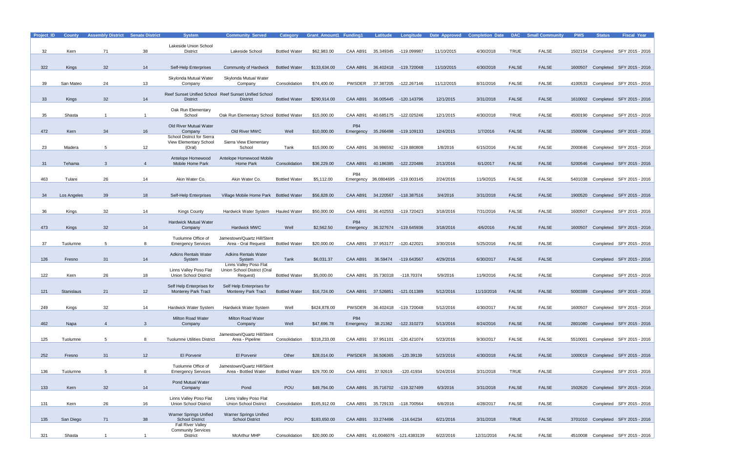| Project_ID | County | Assembly District | Senate District | System | Community Served | Category | Grant_Amount1 | Funding1 | Latitude | Longitude | Date Approved | Completion Date | DAC | Small Community | PWS | Status | Fiscal Year |
|---|---|---|---|---|---|---|---|---|---|---|---|---|---|---|---|---|---|
| 32 | Kern | 71 | 38 | Lakeside Union School District | Lakeside School | Bottled Water | $62,983.00 | CAA AB91 | 35.349345 | -119.099987 | 11/10/2015 | 4/30/2018 | TRUE | FALSE | 1502154 | Completed | SFY 2015 - 2016 |
| 322 | Kings | 32 | 14 | Self-Help Enterprises | Community of Hardwick | Bottled Water | $133,634.00 | CAA AB91 | 36.402418 | -119.720048 | 11/10/2015 | 4/30/2018 | FALSE | FALSE | 1600507 | Completed | SFY 2015 - 2016 |
| 39 | San Mateo | 24 | 13 | Skylonda Mutual Water Company | Skylonda Mutual Water Company | Consolidation | $74,400.00 | PWSDER | 37.387205 | -122.267146 | 11/12/2015 | 8/31/2016 | FALSE | FALSE | 4100533 | Completed | SFY 2015 - 2016 |
| 33 | Kings | 32 | 14 | Reef Sunset Unified School District | Reef Sunset Unified School District | Bottled Water | $290,914.00 | CAA AB91 | 36.005445 | -120.143796 | 12/1/2015 | 3/31/2018 | FALSE | FALSE | 1610002 | Completed | SFY 2015 - 2016 |
| 35 | Shasta | 1 | 1 | Oak Run Elementary School | Oak Run Elementary School | Bottled Water | $15,000.00 | CAA AB91 | 40.685175 | -122.025246 | 12/1/2015 | 4/30/2018 | TRUE | FALSE | 4500190 | Completed | SFY 2015 - 2016 |
| 472 | Kern | 34 | 16 | Old River Mutual Water Company | Old River MWC | Well | $10,000.00 | P84 Emergency | 35.266498 | -119.109133 | 12/4/2015 | 1/7/2016 | FALSE | FALSE | 1500096 | Completed | SFY 2015 - 2016 |
| 23 | Madera | 5 | 12 | School District for Sierra View Elementary School (Oral) | Sierra View Elementary School | Tank | $15,000.00 | CAA AB91 | 36.986592 | -119.880808 | 1/8/2016 | 6/15/2016 | FALSE | FALSE | 2000846 | Completed | SFY 2015 - 2016 |
| 31 | Tehama | 3 | 4 | Antelope Homewood Mobile Home Park | Antelope Homewood Mobile Home Park | Consolidation | $36,229.00 | CAA AB91 | 40.186385 | -122.220486 | 2/13/2016 | 6/1/2017 | FALSE | FALSE | 5200546 | Completed | SFY 2015 - 2016 |
| 463 | Tulare | 26 | 14 | Akin Water Co. | Akin Water Co. | Bottled Water | $5,112.00 | P84 Emergency | 36.0804695 | -119.003145 | 2/24/2016 | 11/9/2015 | FALSE | FALSE | 5401038 | Completed | SFY 2015 - 2016 |
| 34 | Los Angeles | 39 | 18 | Self-Help Enterprises | Village Mobile Home Park | Bottled Water | $56,828.00 | CAA AB91 | 34.220567 | -118.387516 | 3/4/2016 | 3/31/2018 | FALSE | FALSE | 1900520 | Completed | SFY 2015 - 2016 |
| 36 | Kings | 32 | 14 | Kings County | Hardwick Water System | Hauled Water | $50,000.00 | CAA AB91 | 36.402553 | -119.720423 | 3/18/2016 | 7/31/2016 | FALSE | FALSE | 1600507 | Completed | SFY 2015 - 2016 |
| 473 | Kings | 32 | 14 | Hardwick Mutual Water Company | Hardwick MWC | Well | $2,562.50 | P84 Emergency | 36.327674 | -119.645936 | 3/18/2016 | 4/6/2016 | FALSE | FALSE | 1600507 | Completed | SFY 2015 - 2016 |
| 37 | Tuolumne | 5 | 8 | Tuolumne Office of Emergency Services | Jamestown/Quartz Hill/Stent Area - Oral Request | Bottled Water | $20,000.00 | CAA AB91 | 37.953177 | -120.422021 | 3/30/2016 | 5/25/2016 | FALSE | FALSE | | Completed | SFY 2015 - 2016 |
| 126 | Fresno | 31 | 14 | Adkins Rentals Water System | Adkins Rentals Water System | Tank | $6,031.37 | CAA AB91 | 36.59474 | -119.643567 | 4/29/2016 | 6/30/2017 | FALSE | FALSE | | Completed | SFY 2015 - 2016 |
| 122 | Kern | 26 | 18 | Linns Valley Poso Flat Union School District | Linns Valley Poso Flat Union School District (Oral Request) | Bottled Water | $5,000.00 | CAA AB91 | 35.730318 | -118.70374 | 5/9/2016 | 11/9/2016 | FALSE | FALSE | | Completed | SFY 2015 - 2016 |
| 121 | Stanislaus | 21 | 12 | Self Help Enterprises for Monterey Park Tract | Self Help Enterprises for Monterey Park Tract | Bottled Water | $16,724.00 | CAA AB91 | 37.526851 | -121.011389 | 5/12/2016 | 11/10/2016 | FALSE | FALSE | 5000389 | Completed | SFY 2015 - 2016 |
| 249 | Kings | 32 | 14 | Hardwick Water System | Hardwick Water System | Well | $424,878.00 | PWSDER | 36.402418 | -119.720048 | 5/12/2016 | 4/30/2017 | FALSE | FALSE | 1600507 | Completed | SFY 2015 - 2016 |
| 462 | Napa | 4 | 3 | Milton Road Water Company | Milton Road Water Company | Well | $47,696.78 | P84 Emergency | 38.21362 | -122.310273 | 5/13/2016 | 8/24/2016 | FALSE | FALSE | 2801080 | Completed | SFY 2015 - 2016 |
| 125 | Tuolumne | 5 | 8 | Tuolumne Utilities District | Jamestown/Quartz Hill/Stent Area - Pipeline | Consolidation | $318,233.00 | CAA AB91 | 37.951101 | -120.421074 | 5/23/2016 | 9/30/2017 | FALSE | FALSE | 5510001 | Completed | SFY 2015 - 2016 |
| 252 | Fresno | 31 | 12 | El Porvenir | El Porvenir | Other | $28,014.00 | PWSDER | 36.506365 | -120.39139 | 5/23/2016 | 4/30/2018 | FALSE | FALSE | 1000019 | Completed | SFY 2015 - 2016 |
| 136 | Tuolumne | 5 | 8 | Tuolumne Office of Emergency Services | Jamestown/Quartz Hill/Stent Area - Bottled Water | Bottled Water | $29,700.00 | CAA AB91 | 37.92619 | -120.41934 | 5/24/2016 | 3/31/2018 | TRUE | FALSE | | Completed | SFY 2015 - 2016 |
| 133 | Kern | 32 | 14 | Pond Mutual Water Company | Pond | POU | $49,794.00 | CAA AB91 | 35.716702 | -119.327499 | 6/3/2016 | 3/31/2018 | FALSE | FALSE | 1502620 | Completed | SFY 2015 - 2016 |
| 131 | Kern | 26 | 16 | Linns Valley Poso Flat Union School District | Linns Valley Poso Flat Union School District | Consolidation | $165,912.00 | CAA AB91 | 35.729133 | -118.700564 | 6/8/2016 | 4/28/2017 | FALSE | FALSE | | Completed | SFY 2015 - 2016 |
| 135 | San Diego | 71 | 38 | Warner Springs Unified School District | Warner Springs Unified School District | POU | $183,650.00 | CAA AB91 | 33.274496 | -116.64234 | 6/21/2016 | 3/31/2018 | TRUE | FALSE | 3701010 | Completed | SFY 2015 - 2016 |
| 321 | Shasta | 1 | 1 | Fall River Valley Community Services District | McArthur MHP | Consolidation | $20,000.00 | CAA AB91 | 41.0046076 | -121.4383139 | 6/22/2016 | 12/31/2016 | FALSE | FALSE | 4510008 | Completed | SFY 2015 - 2016 |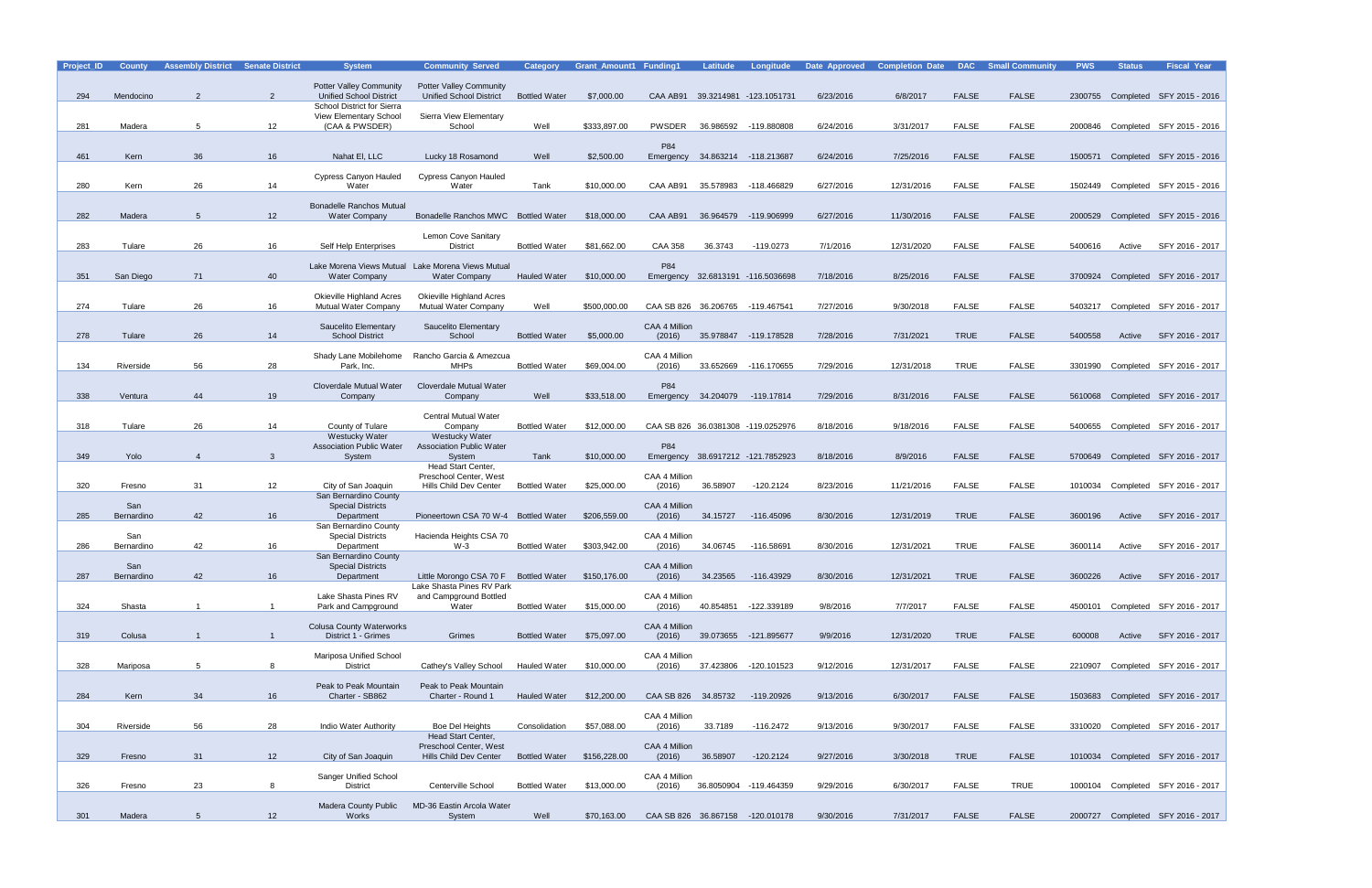| Project_ID | County | Assembly District | Senate District | System | Community Served | Category | Grant_Amount1 | Funding1 | Latitude | Longitude | Date Approved | Completion Date | DAC | Small Community | PWS | Status | Fiscal Year |
|---|---|---|---|---|---|---|---|---|---|---|---|---|---|---|---|---|---|
| 294 | Mendocino | 2 | 2 | Potter Valley Community Unified School District | Potter Valley Community Unified School District | Bottled Water | $7,000.00 | CAA AB91 | 39.3214981 | -123.1051731 | 6/23/2016 | 6/8/2017 | FALSE | FALSE | 2300755 | Completed | SFY 2015 - 2016 |
| 281 | Madera | 5 | 12 | School District for Sierra View Elementary School (CAA & PWSDER) | Sierra View Elementary School | Well | $333,897.00 | PWSDER | 36.986592 | -119.880808 | 6/24/2016 | 3/31/2017 | FALSE | FALSE | 2000846 | Completed | SFY 2015 - 2016 |
| 461 | Kern | 36 | 16 | Nahat El, LLC | Lucky 18 Rosamond | Well | $2,500.00 | P84 Emergency | 34.863214 | -118.213687 | 6/24/2016 | 7/25/2016 | FALSE | FALSE | 1500571 | Completed | SFY 2015 - 2016 |
| 280 | Kern | 26 | 14 | Cypress Canyon Hauled Water | Cypress Canyon Hauled Water | Tank | $10,000.00 | CAA AB91 | 35.578983 | -118.466829 | 6/27/2016 | 12/31/2016 | FALSE | FALSE | 1502449 | Completed | SFY 2015 - 2016 |
| 282 | Madera | 5 | 12 | Bonadelle Ranchos Mutual Water Company | Bonadelle Ranchos MWC | Bottled Water | $18,000.00 | CAA AB91 | 36.964579 | -119.906999 | 6/27/2016 | 11/30/2016 | FALSE | FALSE | 2000529 | Completed | SFY 2015 - 2016 |
| 283 | Tulare | 26 | 16 | Self Help Enterprises | Lemon Cove Sanitary District | Bottled Water | $81,662.00 | CAA 358 | 36.3743 | -119.0273 | 7/1/2016 | 12/31/2020 | FALSE | FALSE | 5400616 | Active | SFY 2016 - 2017 |
| 351 | San Diego | 71 | 40 | Lake Morena Views Mutual Water Company | Lake Morena Views Mutual Water Company | Hauled Water | $10,000.00 | P84 Emergency | 32.6813191 | -116.5036698 | 7/18/2016 | 8/25/2016 | FALSE | FALSE | 3700924 | Completed | SFY 2016 - 2017 |
| 274 | Tulare | 26 | 16 | Okieville Highland Acres Mutual Water Company | Okieville Highland Acres Mutual Water Company | Well | $500,000.00 | CAA SB 826 | 36.206765 | -119.467541 | 7/27/2016 | 9/30/2018 | FALSE | FALSE | 5403217 | Completed | SFY 2016 - 2017 |
| 278 | Tulare | 26 | 14 | Saucelito Elementary School District | Saucelito Elementary School | Bottled Water | $5,000.00 | CAA 4 Million (2016) | 35.978847 | -119.178528 | 7/28/2016 | 7/31/2021 | TRUE | FALSE | 5400558 | Active | SFY 2016 - 2017 |
| 134 | Riverside | 56 | 28 | Shady Lane Mobilehome Park, Inc. | Rancho Garcia & Amezcua MHPs | Bottled Water | $69,004.00 | CAA 4 Million (2016) | 33.652669 | -116.170655 | 7/29/2016 | 12/31/2018 | TRUE | FALSE | 3301990 | Completed | SFY 2016 - 2017 |
| 338 | Ventura | 44 | 19 | Cloverdale Mutual Water Company | Cloverdale Mutual Water Company | Well | $33,518.00 | P84 Emergency | 34.204079 | -119.17814 | 7/29/2016 | 8/31/2016 | FALSE | FALSE | 5610068 | Completed | SFY 2016 - 2017 |
| 318 | Tulare | 26 | 14 | County of Tulare | Central Mutual Water Company | Bottled Water | $12,000.00 | CAA SB 826 | 36.0381308 | -119.0252976 | 8/18/2016 | 9/18/2016 | FALSE | FALSE | 5400655 | Completed | SFY 2016 - 2017 |
| 349 | Yolo | 4 | 3 | Westucky Water Association Public Water System | Westucky Water Association Public Water System | Tank | $10,000.00 | P84 Emergency | 38.6917212 | -121.7852923 | 8/18/2016 | 8/9/2016 | FALSE | FALSE | 5700649 | Completed | SFY 2016 - 2017 |
| 320 | Fresno | 31 | 12 | City of San Joaquin | Head Start Center, Preschool Center, West Hills Child Dev Center | Bottled Water | $25,000.00 | CAA 4 Million (2016) | 36.58907 | -120.2124 | 8/23/2016 | 11/21/2016 | FALSE | FALSE | 1010034 | Completed | SFY 2016 - 2017 |
| 285 | San Bernardino | 42 | 16 | San Bernardino County Special Districts Department | Pioneertown CSA 70 W-4 | Bottled Water | $206,559.00 | CAA 4 Million (2016) | 34.15727 | -116.45096 | 8/30/2016 | 12/31/2019 | TRUE | FALSE | 3600196 | Active | SFY 2016 - 2017 |
| 286 | San Bernardino | 42 | 16 | San Bernardino County Special Districts Department | Hacienda Heights CSA 70 W-3 | Bottled Water | $303,942.00 | CAA 4 Million (2016) | 34.06745 | -116.58691 | 8/30/2016 | 12/31/2021 | TRUE | FALSE | 3600114 | Active | SFY 2016 - 2017 |
| 287 | San Bernardino | 42 | 16 | San Bernardino County Special Districts Department | Little Morongo CSA 70 F | Bottled Water | $150,176.00 | CAA 4 Million (2016) | 34.23565 | -116.43929 | 8/30/2016 | 12/31/2021 | TRUE | FALSE | 3600226 | Active | SFY 2016 - 2017 |
| 324 | Shasta | 1 | 1 | Lake Shasta Pines RV Park and Campground | Lake Shasta Pines RV Park and Campground Bottled Water | Bottled Water | $15,000.00 | CAA 4 Million (2016) | 40.854851 | -122.339189 | 9/8/2016 | 7/7/2017 | FALSE | FALSE | 4500101 | Completed | SFY 2016 - 2017 |
| 319 | Colusa | 1 | 1 | Colusa County Waterworks District 1 - Grimes | Grimes | Bottled Water | $75,097.00 | CAA 4 Million (2016) | 39.073655 | -121.895677 | 9/9/2016 | 12/31/2020 | TRUE | FALSE | 600008 | Active | SFY 2016 - 2017 |
| 328 | Mariposa | 5 | 8 | Mariposa Unified School District | Cathey's Valley School | Hauled Water | $10,000.00 | CAA 4 Million (2016) | 37.423806 | -120.101523 | 9/12/2016 | 12/31/2017 | FALSE | FALSE | 2210907 | Completed | SFY 2016 - 2017 |
| 284 | Kern | 34 | 16 | Peak to Peak Mountain Charter - SB862 | Peak to Peak Mountain Charter - Round 1 | Hauled Water | $12,200.00 | CAA SB 826 | 34.85732 | -119.20926 | 9/13/2016 | 6/30/2017 | FALSE | FALSE | 1503683 | Completed | SFY 2016 - 2017 |
| 304 | Riverside | 56 | 28 | Indio Water Authority | Boe Del Heights | Consolidation | $57,088.00 | CAA 4 Million (2016) | 33.7189 | -116.2472 | 9/13/2016 | 9/30/2017 | FALSE | FALSE | 3310020 | Completed | SFY 2016 - 2017 |
| 329 | Fresno | 31 | 12 | City of San Joaquin | Head Start Center, Preschool Center, West Hills Child Dev Center | Bottled Water | $156,228.00 | CAA 4 Million (2016) | 36.58907 | -120.2124 | 9/27/2016 | 3/30/2018 | TRUE | FALSE | 1010034 | Completed | SFY 2016 - 2017 |
| 326 | Fresno | 23 | 8 | Sanger Unified School District | Centerville School | Bottled Water | $13,000.00 | CAA 4 Million (2016) | 36.8050904 | -119.464359 | 9/29/2016 | 6/30/2017 | FALSE | TRUE | 1000104 | Completed | SFY 2016 - 2017 |
| 301 | Madera | 5 | 12 | Madera County Public Works | MD-36 Eastin Arcola Water System | Well | $70,163.00 | CAA SB 826 | 36.867158 | -120.010178 | 9/30/2016 | 7/31/2017 | FALSE | FALSE | 2000727 | Completed | SFY 2016 - 2017 |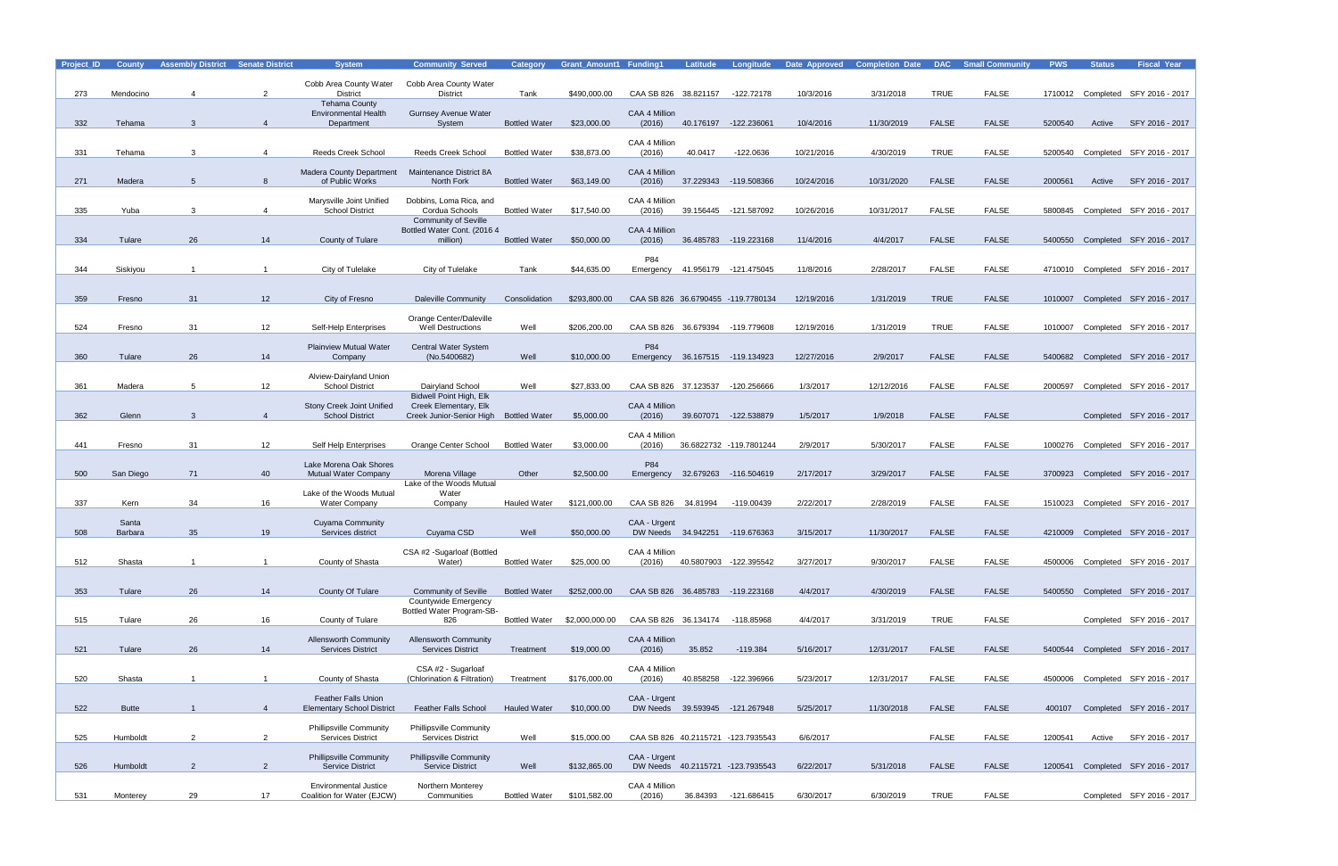| Project_ID | County | Assembly District | Senate District | System | Community Served | Category | Grant_Amount1 | Funding1 | Latitude | Longitude | Date Approved | Completion Date | DAC | Small Community | PWS | Status | Fiscal Year |
|---|---|---|---|---|---|---|---|---|---|---|---|---|---|---|---|---|---|
| 273 | Mendocino | 4 | 2 | Cobb Area County Water District | Cobb Area County Water District | Tank | $490,000.00 | CAA SB 826 | 38.821157 | -122.72178 | 10/3/2016 | 3/31/2018 | TRUE | FALSE | 1710012 | Completed | SFY 2016 - 2017 |
| 332 | Tehama | 3 | 4 | Tehama County Environmental Health Department | Gurnsey Avenue Water System | Bottled Water | $23,000.00 | CAA 4 Million (2016) | 40.176197 | -122.236061 | 10/4/2016 | 11/30/2019 | FALSE | FALSE | 5200540 | Active | SFY 2016 - 2017 |
| 331 | Tehama | 3 | 4 | Reeds Creek School | Reeds Creek School | Bottled Water | $38,873.00 | CAA 4 Million (2016) | 40.0417 | -122.0636 | 10/21/2016 | 4/30/2019 | TRUE | FALSE | 5200540 | Completed | SFY 2016 - 2017 |
| 271 | Madera | 5 | 8 | Madera County Department of Public Works | Maintenance District 8A North Fork | Bottled Water | $63,149.00 | CAA 4 Million (2016) | 37.229343 | -119.508366 | 10/24/2016 | 10/31/2020 | FALSE | FALSE | 2000561 | Active | SFY 2016 - 2017 |
| 335 | Yuba | 3 | 4 | Marysville Joint Unified School District | Dobbins, Loma Rica, and Cordua Schools | Bottled Water | $17,540.00 | CAA 4 Million (2016) | 39.156445 | -121.587092 | 10/26/2016 | 10/31/2017 | FALSE | FALSE | 5800845 | Completed | SFY 2016 - 2017 |
| 334 | Tulare | 26 | 14 | County of Tulare | Community of Seville Bottled Water Cont. (2016 4 million) | Bottled Water | $50,000.00 | CAA 4 Million (2016) | 36.485783 | -119.223168 | 11/4/2016 | 4/4/2017 | FALSE | FALSE | 5400550 | Completed | SFY 2016 - 2017 |
| 344 | Siskiyou | 1 | 1 | City of Tulelake | City of Tulelake | Tank | $44,635.00 | P84 Emergency | 41.956179 | -121.475045 | 11/8/2016 | 2/28/2017 | FALSE | FALSE | 4710010 | Completed | SFY 2016 - 2017 |
| 359 | Fresno | 31 | 12 | City of Fresno | Daleville Community | Consolidation | $293,800.00 | CAA SB 826 | 36.6790455 | -119.7780134 | 12/19/2016 | 1/31/2019 | TRUE | FALSE | 1010007 | Completed | SFY 2016 - 2017 |
| 524 | Fresno | 31 | 12 | Self-Help Enterprises | Orange Center/Daleville Well Destructions | Well | $206,200.00 | CAA SB 826 | 36.679394 | -119.779608 | 12/19/2016 | 1/31/2019 | TRUE | FALSE | 1010007 | Completed | SFY 2016 - 2017 |
| 360 | Tulare | 26 | 14 | Plainview Mutual Water Company | Central Water System (No.5400682) | Well | $10,000.00 | P84 Emergency | 36.167515 | -119.134923 | 12/27/2016 | 2/9/2017 | FALSE | FALSE | 5400682 | Completed | SFY 2016 - 2017 |
| 361 | Madera | 5 | 12 | Alview-Dairyland Union School District | Dairyland School | Well | $27,833.00 | CAA SB 826 | 37.123537 | -120.256666 | 1/3/2017 | 12/12/2016 | FALSE | FALSE | 2000597 | Completed | SFY 2016 - 2017 |
| 362 | Glenn | 3 | 4 | Stony Creek Joint Unified School District | Bidwell Point High, Elk Creek Elementary, Elk Creek Junior-Senior High | Bottled Water | $5,000.00 | CAA 4 Million (2016) | 39.607071 | -122.538879 | 1/5/2017 | 1/9/2018 | FALSE | FALSE | | Completed | SFY 2016 - 2017 |
| 441 | Fresno | 31 | 12 | Self Help Enterprises | Orange Center School | Bottled Water | $3,000.00 | CAA 4 Million (2016) | 36.6822732 | -119.7801244 | 2/9/2017 | 5/30/2017 | FALSE | FALSE | 1000276 | Completed | SFY 2016 - 2017 |
| 500 | San Diego | 71 | 40 | Lake Morena Oak Shores Mutual Water Company | Morena Village | Other | $2,500.00 | P84 Emergency | 32.679263 | -116.504619 | 2/17/2017 | 3/29/2017 | FALSE | FALSE | 3700923 | Completed | SFY 2016 - 2017 |
| 337 | Kern | 34 | 16 | Lake of the Woods Mutual Water Company | Lake of the Woods Mutual Water Company | Hauled Water | $121,000.00 | CAA SB 826 | 34.81994 | -119.00439 | 2/22/2017 | 2/28/2019 | FALSE | FALSE | 1510023 | Completed | SFY 2016 - 2017 |
| 508 | Santa Barbara | 35 | 19 | Cuyama Community Services district | Cuyama CSD | Well | $50,000.00 | CAA - Urgent DW Needs | 34.942251 | -119.676363 | 3/15/2017 | 11/30/2017 | FALSE | FALSE | 4210009 | Completed | SFY 2016 - 2017 |
| 512 | Shasta | 1 | 1 | County of Shasta | CSA #2 -Sugarloaf (Bottled Water) | Bottled Water | $25,000.00 | CAA 4 Million (2016) | 40.5807903 | -122.395542 | 3/27/2017 | 9/30/2017 | FALSE | FALSE | 4500006 | Completed | SFY 2016 - 2017 |
| 353 | Tulare | 26 | 14 | County Of Tulare | Community of Seville | Bottled Water | $252,000.00 | CAA SB 826 | 36.485783 | -119.223168 | 4/4/2017 | 4/30/2019 | FALSE | FALSE | 5400550 | Completed | SFY 2016 - 2017 |
| 515 | Tulare | 26 | 16 | County of Tulare | Countywide Emergency Bottled Water Program-SB-826 | Bottled Water | $2,000,000.00 | CAA SB 826 | 36.134174 | -118.85968 | 4/4/2017 | 3/31/2019 | TRUE | FALSE | | Completed | SFY 2016 - 2017 |
| 521 | Tulare | 26 | 14 | Allensworth Community Services District | Allensworth Community Services District | Treatment | $19,000.00 | CAA 4 Million (2016) | 35.852 | -119.384 | 5/16/2017 | 12/31/2017 | FALSE | FALSE | 5400544 | Completed | SFY 2016 - 2017 |
| 520 | Shasta | 1 | 1 | County of Shasta | CSA #2 - Sugarloaf (Chlorination & Filtration) | Treatment | $176,000.00 | CAA 4 Million (2016) | 40.858258 | -122.396966 | 5/23/2017 | 12/31/2017 | FALSE | FALSE | 4500006 | Completed | SFY 2016 - 2017 |
| 522 | Butte | 1 | 4 | Feather Falls Union Elementary School District | Feather Falls School | Hauled Water | $10,000.00 | CAA - Urgent DW Needs | 39.593945 | -121.267948 | 5/25/2017 | 11/30/2018 | FALSE | FALSE | 400107 | Completed | SFY 2016 - 2017 |
| 525 | Humboldt | 2 | 2 | Phillipsville Community Services District | Phillipsville Community Services District | Well | $15,000.00 | CAA SB 826 | 40.2115721 | -123.7935543 | 6/6/2017 | | FALSE | FALSE | 1200541 | Active | SFY 2016 - 2017 |
| 526 | Humboldt | 2 | 2 | Phillipsville Community Service District | Phillipsville Community Service District | Well | $132,865.00 | CAA - Urgent DW Needs | 40.2115721 | -123.7935543 | 6/22/2017 | 5/31/2018 | FALSE | FALSE | 1200541 | Completed | SFY 2016 - 2017 |
| 531 | Monterey | 29 | 17 | Environmental Justice Coalition for Water (EJCW) | Northern Monterey Communities | Bottled Water | $101,582.00 | CAA 4 Million (2016) | 36.84393 | -121.686415 | 6/30/2017 | 6/30/2019 | TRUE | FALSE | | Completed | SFY 2016 - 2017 |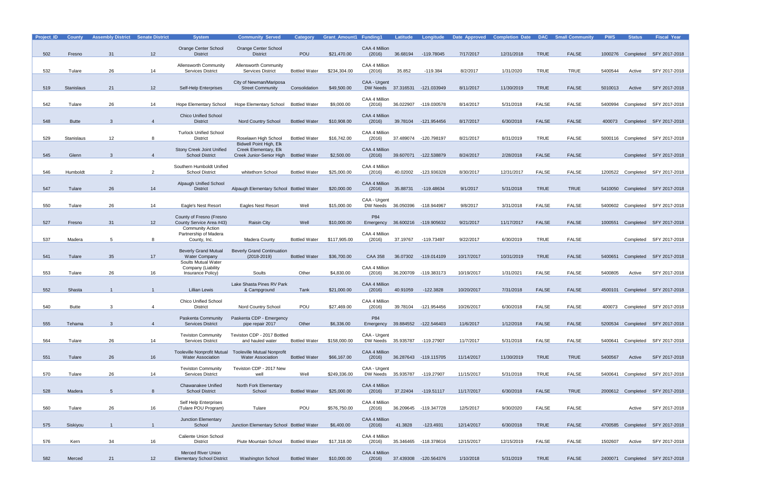| Project_ID | County | Assembly District | Senate District | System | Community Served | Category | Grant_Amount1 | Funding1 | Latitude | Longitude | Date Approved | Completion Date | DAC | Small Community | PWS | Status | Fiscal Year |
|---|---|---|---|---|---|---|---|---|---|---|---|---|---|---|---|---|---|
| 502 | Fresno | 31 | 12 | Orange Center School District | Orange Center School District | POU | $21,470.00 | CAA 4 Million (2016) | 36.68194 | -119.78045 | 7/17/2017 | 12/31/2018 | TRUE | FALSE | 1000276 | Completed | SFY 2017-2018 |
| 532 | Tulare | 26 | 14 | Allensworth Community Services District | Allensworth Community Services District | Bottled Water | $234,304.00 | CAA 4 Million (2016) | 35.852 | -119.384 | 8/2/2017 | 1/31/2020 | TRUE | TRUE | 5400544 | Active | SFY 2017-2018 |
| 519 | Stanislaus | 21 | 12 | Self-Help Enterprises | City of Newman/Mariposa Street Community | Consolidation | $49,500.00 | CAA - Urgent DW Needs | 37.316531 | -121.033949 | 8/11/2017 | 11/30/2019 | TRUE | FALSE | 5010013 | Active | SFY 2017-2018 |
| 542 | Tulare | 26 | 14 | Hope Elementary School | Hope Elementary School | Bottled Water | $9,000.00 | CAA 4 Million (2016) | 36.022907 | -119.030578 | 8/14/2017 | 5/31/2018 | FALSE | FALSE | 5400994 | Completed | SFY 2017-2018 |
| 548 | Butte | 3 | 4 | Chico Unified School District | Nord Country School | Bottled Water | $10,908.00 | CAA 4 Million (2016) | 39.78104 | -121.954456 | 8/17/2017 | 6/30/2018 | FALSE | FALSE | 400073 | Completed | SFY 2017-2018 |
| 529 | Stanislaus | 12 | 8 | Turlock Unified School District | Roselawn High School | Bottled Water | $16,742.00 | CAA 4 Million (2016) | 37.489074 | -120.798197 | 8/21/2017 | 8/31/2019 | TRUE | FALSE | 5000116 | Completed | SFY 2017-2018 |
| 545 | Glenn | 3 | 4 | Stony Creek Joint Unified School District | Bidwell Point High, Elk Creek Elementary, Elk Creek Junior-Senior High | Bottled Water | $2,500.00 | CAA 4 Million (2016) | 39.607071 | -122.538879 | 8/24/2017 | 2/28/2018 | FALSE | FALSE | | Completed | SFY 2017-2018 |
| 546 | Humboldt | 2 | 2 | Southern Humboldt Unified School District | whitethorn School | Bottled Water | $25,000.00 | CAA 4 Million (2016) | 40.02002 | -123.936328 | 8/30/2017 | 12/31/2017 | FALSE | FALSE | 1200522 | Completed | SFY 2017-2018 |
| 547 | Tulare | 26 | 14 | Alpaugh Unified School District | Alpaugh Elementary School | Bottled Water | $20,000.00 | CAA 4 Million (2016) | 35.88731 | -119.48634 | 9/1/2017 | 5/31/2018 | TRUE | TRUE | 5410050 | Completed | SFY 2017-2018 |
| 550 | Tulare | 26 | 14 | Eagle's Nest Resort | Eagles Nest Resort | Well | $15,000.00 | CAA - Urgent DW Needs | 36.050396 | -118.944967 | 9/8/2017 | 3/31/2018 | FALSE | FALSE | 5400602 | Completed | SFY 2017-2018 |
| 527 | Fresno | 31 | 12 | County of Fresno (Fresno County Service Area #43) | Raisin City | Well | $10,000.00 | P84 Emergency | 36.600216 | -119.905632 | 9/21/2017 | 11/17/2017 | FALSE | FALSE | 1000551 | Completed | SFY 2017-2018 |
| 537 | Madera | 5 | 8 | Community Action Partnership of Madera County, Inc. | Madera County | Bottled Water | $117,905.00 | CAA 4 Million (2016) | 37.19767 | -119.73497 | 9/22/2017 | 6/30/2019 | TRUE | FALSE | | Completed | SFY 2017-2018 |
| 541 | Tulare | 35 | 17 | Beverly Grand Mutual Water Company | Beverly Grand Continuation (2018-2019) | Bottled Water | $36,700.00 | CAA 358 | 36.07302 | -119.014109 | 10/17/2017 | 10/31/2019 | TRUE | FALSE | 5400651 | Completed | SFY 2017-2018 |
| 553 | Tulare | 26 | 16 | Soults Mutual Water Company (Liability Insurance Policy) | Soults | Other | $4,830.00 | CAA 4 Million (2016) | 36.200709 | -119.383173 | 10/19/2017 | 1/31/2021 | FALSE | FALSE | 5400805 | Active | SFY 2017-2018 |
| 552 | Shasta | 1 | 1 | Lillian Lewis | Lake Shasta Pines RV Park & Campground | Tank | $21,000.00 | CAA 4 Million (2016) | 40.91059 | -122.3828 | 10/20/2017 | 7/31/2018 | FALSE | FALSE | 4500101 | Completed | SFY 2017-2018 |
| 540 | Butte | 3 | 4 | Chico Unified School District | Nord Country School | POU | $27,469.00 | CAA 4 Million (2016) | 39.78104 | -121.954456 | 10/26/2017 | 6/30/2018 | FALSE | FALSE | 400073 | Completed | SFY 2017-2018 |
| 555 | Tehama | 3 | 4 | Paskenta Community Services District | Paskenta CDP - Emergency pipe repair 2017 | Other | $6,336.00 | P84 Emergency | 39.884552 | -122.546403 | 11/6/2017 | 1/12/2018 | FALSE | FALSE | 5200534 | Completed | SFY 2017-2018 |
| 564 | Tulare | 26 | 14 | Teviston Community Services District | Teviston CDP - 2017 Bottled and hauled water | Bottled Water | $158,000.00 | CAA - Urgent DW Needs | 35.935787 | -119.27907 | 11/7/2017 | 5/31/2018 | FALSE | FALSE | 5400641 | Completed | SFY 2017-2018 |
| 551 | Tulare | 26 | 16 | Tooleville Nonprofit Mutual Water Association | Tooleville Mutual Nonprofit Water Association | Bottled Water | $66,167.00 | CAA 4 Million (2016) | 36.287643 | -119.115705 | 11/14/2017 | 11/30/2019 | TRUE | TRUE | 5400567 | Active | SFY 2017-2018 |
| 570 | Tulare | 26 | 14 | Teviston Community Services District | Teviston CDP - 2017 New well | Well | $249,336.00 | CAA - Urgent DW Needs | 35.935787 | -119.27907 | 11/15/2017 | 5/31/2018 | TRUE | FALSE | 5400641 | Completed | SFY 2017-2018 |
| 528 | Madera | 5 | 8 | Chawanakee Unified School District | North Fork Elementary School | Bottled Water | $25,000.00 | CAA 4 Million (2016) | 37.22404 | -119.51117 | 11/17/2017 | 6/30/2018 | FALSE | TRUE | 2000612 | Completed | SFY 2017-2018 |
| 560 | Tulare | 26 | 16 | Self Help Enterprises (Tulare POU Program) | Tulare | POU | $576,750.00 | CAA 4 Million (2016) | 36.209645 | -119.347728 | 12/5/2017 | 9/30/2020 | FALSE | FALSE | | Active | SFY 2017-2018 |
| 575 | Siskiyou | 1 | 1 | Junction Elementary School | Junction Elementary School | Bottled Water | $6,400.00 | CAA 4 Million (2016) | 41.3828 | -123.4931 | 12/14/2017 | 6/30/2018 | TRUE | FALSE | 4700585 | Completed | SFY 2017-2018 |
| 576 | Kern | 34 | 16 | Caliente Union School District | Piute Mountain School | Bottled Water | $17,318.00 | CAA 4 Million (2016) | 35.346465 | -118.378616 | 12/15/2017 | 12/15/2019 | FALSE | FALSE | 1502607 | Active | SFY 2017-2018 |
| 582 | Merced | 21 | 12 | Merced River Union Elementary School District | Washington School | Bottled Water | $10,000.00 | CAA 4 Million (2016) | 37.439308 | -120.564376 | 1/10/2018 | 5/31/2019 | TRUE | FALSE | 2400071 | Completed | SFY 2017-2018 |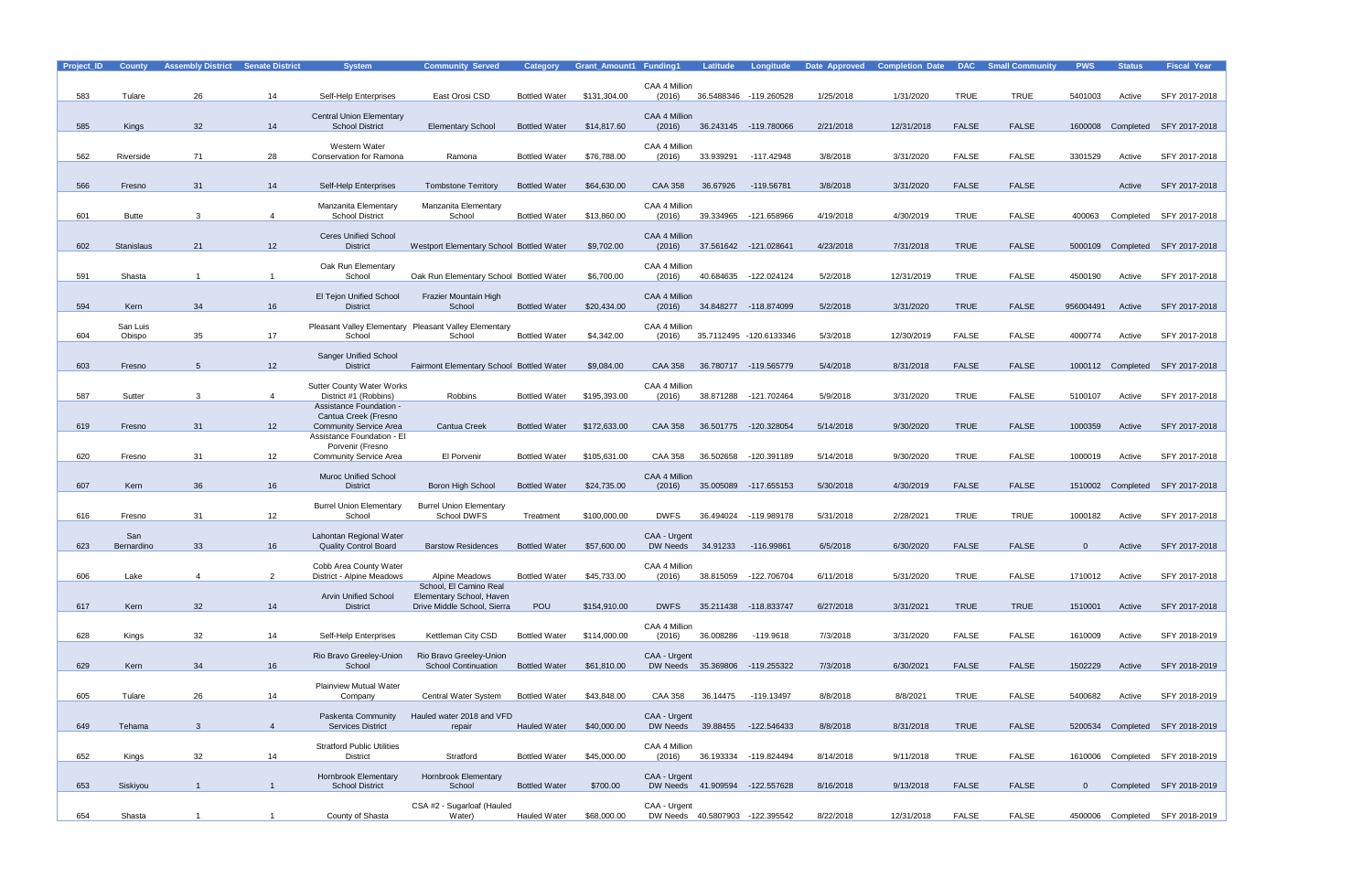| Project_ID | County | Assembly District | Senate District | System | Community Served | Category | Grant_Amount1 | Funding1 | Latitude | Longitude | Date Approved | Completion Date | DAC | Small Community | PWS | Status | Fiscal Year |
|---|---|---|---|---|---|---|---|---|---|---|---|---|---|---|---|---|---|
| 583 | Tulare | 26 | 14 | Self-Help Enterprises | East Orosi CSD | Bottled Water | $131,304.00 | CAA 4 Million (2016) | 36.5488346 | -119.260528 | 1/25/2018 | 1/31/2020 | TRUE | TRUE | 5401003 | Active | SFY 2017-2018 |
| 585 | Kings | 32 | 14 | Central Union Elementary School District | Elementary School | Bottled Water | $14,817.60 | CAA 4 Million (2016) | 36.243145 | -119.780066 | 2/21/2018 | 12/31/2018 | FALSE | FALSE | 1600008 | Completed | SFY 2017-2018 |
| 562 | Riverside | 71 | 28 | Western Water Conservation for Ramona | Ramona | Bottled Water | $76,788.00 | CAA 4 Million (2016) | 33.939291 | -117.42948 | 3/8/2018 | 3/31/2020 | FALSE | FALSE | 3301529 | Active | SFY 2017-2018 |
| 566 | Fresno | 31 | 14 | Self-Help Enterprises | Tombstone Territory | Bottled Water | $64,630.00 | CAA 358 | 36.67926 | -119.56781 | 3/8/2018 | 3/31/2020 | FALSE | FALSE | | Active | SFY 2017-2018 |
| 601 | Butte | 3 | 4 | Manzanita Elementary School District | Manzanita Elementary School | Bottled Water | $13,860.00 | CAA 4 Million (2016) | 39.334965 | -121.658966 | 4/19/2018 | 4/30/2019 | TRUE | FALSE | 400063 | Completed | SFY 2017-2018 |
| 602 | Stanislaus | 21 | 12 | Ceres Unified School District | Westport Elementary School | Bottled Water | $9,702.00 | CAA 4 Million (2016) | 37.561642 | -121.028641 | 4/23/2018 | 7/31/2018 | TRUE | FALSE | 5000109 | Completed | SFY 2017-2018 |
| 591 | Shasta | 1 | 1 | Oak Run Elementary School | Oak Run Elementary School | Bottled Water | $6,700.00 | CAA 4 Million (2016) | 40.684635 | -122.024124 | 5/2/2018 | 12/31/2019 | TRUE | FALSE | 4500190 | Active | SFY 2017-2018 |
| 594 | Kern | 34 | 16 | El Tejon Unified School District | Frazier Mountain High School | Bottled Water | $20,434.00 | CAA 4 Million (2016) | 34.848277 | -118.874099 | 5/2/2018 | 3/31/2020 | TRUE | FALSE | 956004491 | Active | SFY 2017-2018 |
| 604 | San Luis Obispo | 35 | 17 | Pleasant Valley Elementary School | Pleasant Valley Elementary School | Bottled Water | $4,342.00 | CAA 4 Million (2016) | 35.7112495 | -120.6133346 | 5/3/2018 | 12/30/2019 | FALSE | FALSE | 4000774 | Active | SFY 2017-2018 |
| 603 | Fresno | 5 | 12 | Sanger Unified School District | Fairmont Elementary School | Bottled Water | $9,084.00 | CAA 358 | 36.780717 | -119.565779 | 5/4/2018 | 8/31/2018 | FALSE | FALSE | 1000112 | Completed | SFY 2017-2018 |
| 587 | Sutter | 3 | 4 | Sutter County Water Works District #1 (Robbins) | Robbins | Bottled Water | $195,393.00 | CAA 4 Million (2016) | 38.871288 | -121.702464 | 5/9/2018 | 3/31/2020 | TRUE | FALSE | 5100107 | Active | SFY 2017-2018 |
| 619 | Fresno | 31 | 12 | Assistance Foundation - Cantua Creek (Fresno Community Service Area | Cantua Creek | Bottled Water | $172,633.00 | CAA 358 | 36.501775 | -120.328054 | 5/14/2018 | 9/30/2020 | TRUE | FALSE | 1000359 | Active | SFY 2017-2018 |
| 620 | Fresno | 31 | 12 | Assistance Foundation - El Porvenir (Fresno Community Service Area | El Porvenir | Bottled Water | $105,631.00 | CAA 358 | 36.502658 | -120.391189 | 5/14/2018 | 9/30/2020 | TRUE | FALSE | 1000019 | Active | SFY 2017-2018 |
| 607 | Kern | 36 | 16 | Muroc Unified School District | Boron High School | Bottled Water | $24,735.00 | CAA 4 Million (2016) | 35.005089 | -117.655153 | 5/30/2018 | 4/30/2019 | FALSE | FALSE | 1510002 | Completed | SFY 2017-2018 |
| 616 | Fresno | 31 | 12 | Burrel Union Elementary School | Burrel Union Elementary School DWFS | Treatment | $100,000.00 | DWFS | 36.494024 | -119.989178 | 5/31/2018 | 2/28/2021 | TRUE | TRUE | 1000182 | Active | SFY 2017-2018 |
| 623 | San Bernardino | 33 | 16 | Lahontan Regional Water Quality Control Board | Barstow Residences | Bottled Water | $57,600.00 | CAA - Urgent DW Needs | 34.91233 | -116.99861 | 6/5/2018 | 6/30/2020 | FALSE | FALSE | 0 | Active | SFY 2017-2018 |
| 606 | Lake | 4 | 2 | Cobb Area County Water District - Alpine Meadows | Alpine Meadows | Bottled Water | $45,733.00 | CAA 4 Million (2016) | 38.815059 | -122.706704 | 6/11/2018 | 5/31/2020 | TRUE | FALSE | 1710012 | Active | SFY 2017-2018 |
| 617 | Kern | 32 | 14 | Arvin Unified School District | School, El Camino Real Elementary School, Haven Drive Middle School, Sierra | POU | $154,910.00 | DWFS | 35.211438 | -118.833747 | 6/27/2018 | 3/31/2021 | TRUE | TRUE | 1510001 | Active | SFY 2017-2018 |
| 628 | Kings | 32 | 14 | Self-Help Enterprises | Kettleman City CSD | Bottled Water | $114,000.00 | CAA 4 Million (2016) | 36.008286 | -119.9618 | 7/3/2018 | 3/31/2020 | FALSE | FALSE | 1610009 | Active | SFY 2018-2019 |
| 629 | Kern | 34 | 16 | Rio Bravo Greeley-Union School | Rio Bravo Greeley-Union School Continuation | Bottled Water | $61,810.00 | CAA - Urgent DW Needs | 35.369806 | -119.255322 | 7/3/2018 | 6/30/2021 | FALSE | FALSE | 1502229 | Active | SFY 2018-2019 |
| 605 | Tulare | 26 | 14 | Plainview Mutual Water Company | Central Water System | Bottled Water | $43,848.00 | CAA 358 | 36.14475 | -119.13497 | 8/8/2018 | 8/8/2021 | TRUE | FALSE | 5400682 | Active | SFY 2018-2019 |
| 649 | Tehama | 3 | 4 | Paskenta Community Services District | Hauled water 2018 and VFD repair | Hauled Water | $40,000.00 | CAA - Urgent DW Needs | 39.88455 | -122.546433 | 8/8/2018 | 8/31/2018 | TRUE | FALSE | 5200534 | Completed | SFY 2018-2019 |
| 652 | Kings | 32 | 14 | Stratford Public Utilities District | Stratford | Bottled Water | $45,000.00 | CAA 4 Million (2016) | 36.193334 | -119.824494 | 8/14/2018 | 9/11/2018 | TRUE | FALSE | 1610006 | Completed | SFY 2018-2019 |
| 653 | Siskiyou | 1 | 1 | Hornbrook Elementary School District | Hornbrook Elementary School | Bottled Water | $700.00 | CAA - Urgent DW Needs | 41.909594 | -122.557628 | 8/16/2018 | 9/13/2018 | FALSE | FALSE | 0 | Completed | SFY 2018-2019 |
| 654 | Shasta | 1 | 1 | County of Shasta | CSA #2 - Sugarloaf (Hauled Water) | Hauled Water | $68,000.00 | CAA - Urgent DW Needs | 40.5807903 | -122.395542 | 8/22/2018 | 12/31/2018 | FALSE | FALSE | 4500006 | Completed | SFY 2018-2019 |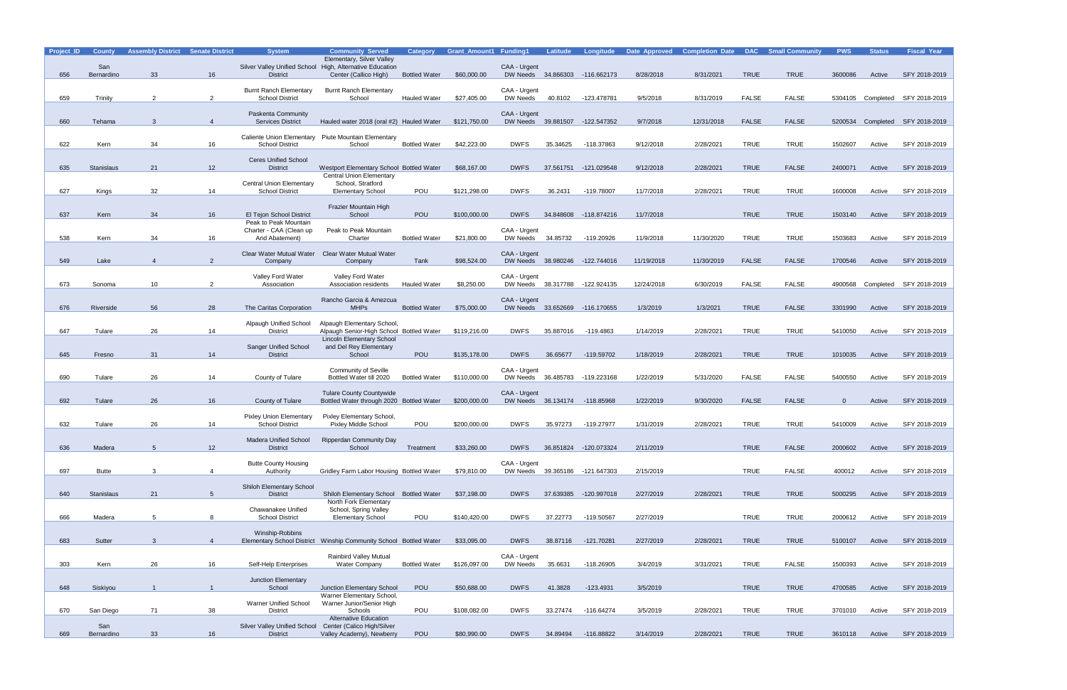| Project_ID | County | Assembly District | Senate District | System | Community Served | Category | Grant_Amount1 | Funding1 | Latitude | Longitude | Date Approved | Completion Date | DAC | Small Community | PWS | Status | Fiscal Year |
|---|---|---|---|---|---|---|---|---|---|---|---|---|---|---|---|---|---|
| 656 | San Bernardino | 33 | 16 | Silver Valley Unified School District | Elementary, Silver Valley High, Alternative Education Center (Callico High) | Bottled Water | $60,000.00 | CAA - Urgent DW Needs | 34.866303 | -116.662173 | 8/28/2018 | 8/31/2021 | TRUE | TRUE | 3600086 | Active | SFY 2018-2019 |
| 659 | Trinity | 2 | 2 | Burnt Ranch Elementary School District | Burnt Ranch Elementary School | Hauled Water | $27,405.00 | CAA - Urgent DW Needs | 40.8102 | -123.478781 | 9/5/2018 | 8/31/2019 | FALSE | FALSE | 5304105 | Completed | SFY 2018-2019 |
| 660 | Tehama | 3 | 4 | Paskenta Community Services District | Hauled water 2018 (oral #2) | Hauled Water | $121,750.00 | CAA - Urgent DW Needs | 39.881507 | -122.547352 | 9/7/2018 | 12/31/2018 | FALSE | FALSE | 5200534 | Completed | SFY 2018-2019 |
| 622 | Kern | 34 | 16 | Caliente Union Elementary School District | Piute Mountain Elementary School | Bottled Water | $42,223.00 | DWFS | 35.34625 | -118.37863 | 9/12/2018 | 2/28/2021 | TRUE | TRUE | 1502607 | Active | SFY 2018-2019 |
| 635 | Stanislaus | 21 | 12 | Ceres Unified School District | Westport Elementary School | Bottled Water | $68,167.00 | DWFS | 37.561751 | -121.029548 | 9/12/2018 | 2/28/2021 | TRUE | FALSE | 2400071 | Active | SFY 2018-2019 |
| 627 | Kings | 32 | 14 | Central Union Elementary School District | Central Union Elementary School, Stratford Elementary School | POU | $121,298.00 | DWFS | 36.2431 | -119.78007 | 11/7/2018 | 2/28/2021 | TRUE | TRUE | 1600008 | Active | SFY 2018-2019 |
| 637 | Kern | 34 | 16 | El Tejon School District | Frazier Mountain High School | POU | $100,000.00 | DWFS | 34.848608 | -118.874216 | 11/7/2018 | | TRUE | TRUE | 1503140 | Active | SFY 2018-2019 |
| 538 | Kern | 34 | 16 | Peak to Peak Mountain Charter - CAA (Clean up And Abatement) | Peak to Peak Mountain Charter | Bottled Water | $21,800.00 | CAA - Urgent DW Needs | 34.85732 | -119.20926 | 11/9/2018 | 11/30/2020 | TRUE | TRUE | 1503683 | Active | SFY 2018-2019 |
| 549 | Lake | 4 | 2 | Clear Water Mutual Water Company | Clear Water Mutual Water Company | Tank | $98,524.00 | CAA - Urgent DW Needs | 38.980246 | -122.744016 | 11/19/2018 | 11/30/2019 | FALSE | FALSE | 1700546 | Active | SFY 2018-2019 |
| 673 | Sonoma | 10 | 2 | Valley Ford Water Association | Valley Ford Water Association residents | Hauled Water | $8,250.00 | CAA - Urgent DW Needs | 38.317788 | -122.924135 | 12/24/2018 | 6/30/2019 | FALSE | FALSE | 4900568 | Completed | SFY 2018-2019 |
| 676 | Riverside | 56 | 28 | The Caritas Corporation | Rancho Garcia & Amezcua MHPs | Bottled Water | $75,000.00 | CAA - Urgent DW Needs | 33.652669 | -116.170655 | 1/3/2019 | 1/3/2021 | TRUE | FALSE | 3301990 | Active | SFY 2018-2019 |
| 647 | Tulare | 26 | 14 | Alpaugh Unified School District | Alpaugh Elementary School, Alpaugh Senior-High School | Bottled Water | $119,216.00 | DWFS | 35.887016 | -119.4863 | 1/14/2019 | 2/28/2021 | TRUE | TRUE | 5410050 | Active | SFY 2018-2019 |
| 645 | Fresno | 31 | 14 | Sanger Unified School District | Lincoln Elementary School and Del Rey Elementary School | POU | $135,178.00 | DWFS | 36.65677 | -119.59702 | 1/18/2019 | 2/28/2021 | TRUE | TRUE | 1010035 | Active | SFY 2018-2019 |
| 690 | Tulare | 26 | 14 | County of Tulare | Community of Seville Bottled Water till 2020 | Bottled Water | $110,000.00 | CAA - Urgent DW Needs | 36.485783 | -119.223168 | 1/22/2019 | 5/31/2020 | FALSE | FALSE | 5400550 | Active | SFY 2018-2019 |
| 692 | Tulare | 26 | 16 | County of Tulare | Tulare County Countywide Bottled Water through 2020 | Bottled Water | $200,000.00 | CAA - Urgent DW Needs | 36.134174 | -118.85968 | 1/22/2019 | 9/30/2020 | FALSE | FALSE | 0 | Active | SFY 2018-2019 |
| 632 | Tulare | 26 | 14 | Pixley Union Elementary School District | Pixley Elementary School, Pixley Middle School | POU | $200,000.00 | DWFS | 35.97273 | -119.27977 | 1/31/2019 | 2/28/2021 | TRUE | TRUE | 5410009 | Active | SFY 2018-2019 |
| 636 | Madera | 5 | 12 | Madera Unified School District | Ripperdan Community Day School | Treatment | $33,260.00 | DWFS | 36.851824 | -120.073324 | 2/11/2019 | | TRUE | FALSE | 2000602 | Active | SFY 2018-2019 |
| 697 | Butte | 3 | 4 | Butte County Housing Authority | Gridley Farm Labor Housing | Bottled Water | $79,810.00 | CAA - Urgent DW Needs | 39.365186 | -121.647303 | 2/15/2019 | | TRUE | FALSE | 400012 | Active | SFY 2018-2019 |
| 640 | Stanislaus | 21 | 5 | Shiloh Elementary School District | Shiloh Elementary School | Bottled Water | $37,198.00 | DWFS | 37.639385 | -120.997018 | 2/27/2019 | 2/28/2021 | TRUE | TRUE | 5000295 | Active | SFY 2018-2019 |
| 666 | Madera | 5 | 8 | Chawanakee Unified School District | North Fork Elementary School, Spring Valley Elementary School | POU | $140,420.00 | DWFS | 37.22773 | -119.50567 | 2/27/2019 | | TRUE | TRUE | 2000612 | Active | SFY 2018-2019 |
| 683 | Sutter | 3 | 4 | Winship-Robbins Elementary School District | Winship Community School | Bottled Water | $33,095.00 | DWFS | 38.87116 | -121.70281 | 2/27/2019 | 2/28/2021 | TRUE | TRUE | 5100107 | Active | SFY 2018-2019 |
| 303 | Kern | 26 | 16 | Self-Help Enterprises | Rainbird Valley Mutual Water Company | Bottled Water | $126,097.00 | CAA - Urgent DW Needs | 35.6631 | -118.26905 | 3/4/2019 | 3/31/2021 | TRUE | FALSE | 1500393 | Active | SFY 2018-2019 |
| 648 | Siskiyou | 1 | 1 | Junction Elementary School | Junction Elementary School | POU | $50,688.00 | DWFS | 41.3828 | -123.4931 | 3/5/2019 | | TRUE | TRUE | 4700585 | Active | SFY 2018-2019 |
| 670 | San Diego | 71 | 38 | Warner Unified School District | Warner Elementary School, Warner Junior/Senior High Schools | POU | $108,082.00 | DWFS | 33.27474 | -116.64274 | 3/5/2019 | 2/28/2021 | TRUE | TRUE | 3701010 | Active | SFY 2018-2019 |
| 669 | San Bernardino | 33 | 16 | Silver Valley Unified School District | Alternative Education Center (Calico High/Silver Valley Academy), Newberry | POU | $80,990.00 | DWFS | 34.89494 | -116.88822 | 3/14/2019 | 2/28/2021 | TRUE | TRUE | 3610118 | Active | SFY 2018-2019 |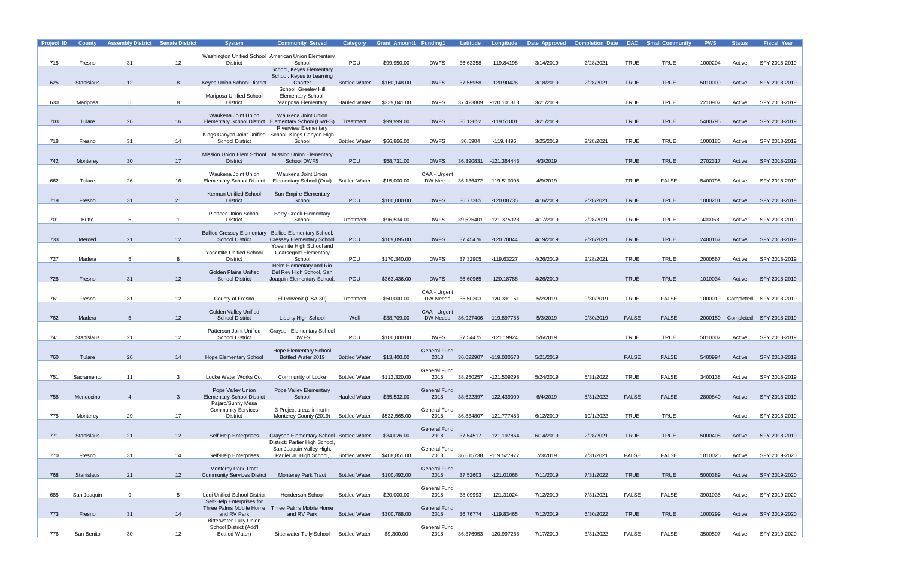| Project_ID | County | Assembly District | Senate District | System | Community Served | Category | Grant_Amount1 | Funding1 | Latitude | Longitude | Date Approved | Completion Date | DAC | Small Community | PWS | Status | Fiscal Year |
|---|---|---|---|---|---|---|---|---|---|---|---|---|---|---|---|---|---|
| 715 | Fresno | 31 | 12 | Washington Unified School District | American Union Elementary School | POU | $99,950.00 | DWFS | 36.63358 | -119.84198 | 3/14/2019 | 2/28/2021 | TRUE | TRUE | 1000204 | Active | SFY 2018-2019 |
| 625 | Stanislaus | 12 | 8 | Keyes Union School District | School, Keyes Elementary School, Keyes to Learning Charter | Bottled Water | $160,148.00 | DWFS | 37.55958 | -120.90426 | 3/18/2019 | 2/28/2021 | TRUE | TRUE | 5010009 | Active | SFY 2018-2019 |
| 630 | Mariposa | 5 | 8 | Mariposa Unified School District | School, Greeley Hill Elementary School, Mariposa Elementary | Hauled Water | $239,041.00 | DWFS | 37.423809 | -120.101313 | 3/21/2019 | | TRUE | TRUE | 2210907 | Active | SFY 2018-2019 |
| 703 | Tulare | 26 | 16 | Waukena Joint Union Elementary School District | Waukena Joint Union Elementary School (DWFS) | Treatment | $99,999.00 | DWFS | 36.13652 | -119.51001 | 3/21/2019 | | TRUE | TRUE | 5400795 | Active | SFY 2018-2019 |
| 718 | Fresno | 31 | 14 | Kings Canyon Joint Unified School District | Riverview Elementary School, Kings Canyon High School | Bottled Water | $66,866.00 | DWFS | 36.5904 | -119.4496 | 3/25/2019 | 2/28/2021 | TRUE | TRUE | 1000180 | Active | SFY 2018-2019 |
| 742 | Monterey | 30 | 17 | Mission Union Elem School District | Mission Union Elementary School DWFS | POU | $58,731.00 | DWFS | 36.390831 | -121.364443 | 4/3/2019 | | TRUE | TRUE | 2702317 | Active | SFY 2018-2019 |
| 662 | Tulare | 26 | 16 | Waukena Joint Union Elementary School District | Waukena Joint Union Elementary School (Oral) | Bottled Water | $15,000.00 | CAA - Urgent DW Needs | 36.136472 | -119.510098 | 4/9/2019 | | TRUE | FALSE | 5400795 | Active | SFY 2018-2019 |
| 719 | Fresno | 31 | 21 | Kerman Unified School District | Sun Empire Elementary School | POU | $100,000.00 | DWFS | 36.77365 | -120.08735 | 4/16/2019 | 2/28/2021 | TRUE | TRUE | 1000201 | Active | SFY 2018-2019 |
| 701 | Butte | 5 | 1 | Pioneer Union School District | Berry Creek Elementary School | Treatment | $96,534.00 | DWFS | 39.625401 | -121.375028 | 4/17/2019 | 2/28/2021 | TRUE | TRUE | 400068 | Active | SFY 2018-2019 |
| 733 | Merced | 21 | 12 | Ballico-Cressey Elementary School District | Ballico Elementary School, Cressey Elementary School | POU | $109,095.00 | DWFS | 37.45476 | -120.70044 | 4/19/2019 | 2/28/2021 | TRUE | TRUE | 2400167 | Active | SFY 2018-2019 |
| 727 | Madera | 5 | 8 | Yosemite Unified School District | Yosemite High School and Coarsegold Elementary School | POU | $170,340.00 | DWFS | 37.32905 | -119.63227 | 4/26/2019 | 2/28/2021 | TRUE | TRUE | 2000567 | Active | SFY 2018-2019 |
| 728 | Fresno | 31 | 12 | Golden Plains Unified School District | Helm Elementary and Rio Del Rey High School, San Joaquin Elementary School, | POU | $363,436.00 | DWFS | 36.60965 | -120.18788 | 4/26/2019 | | TRUE | TRUE | 1010034 | Active | SFY 2018-2019 |
| 761 | Fresno | 31 | 12 | County of Fresno | El Porvenir (CSA 30) | Treatment | $50,000.00 | CAA - Urgent DW Needs | 36.50303 | -120.391151 | 5/2/2019 | 9/30/2019 | TRUE | FALSE | 1000019 | Completed | SFY 2018-2019 |
| 762 | Madera | 5 | 12 | Golden Valley Unified School District | Liberty High School | Well | $38,709.00 | CAA - Urgent DW Needs | 36.927406 | -119.897755 | 5/3/2019 | 9/30/2019 | FALSE | FALSE | 2000150 | Completed | SFY 2018-2019 |
| 741 | Stanislaus | 21 | 12 | Patterson Joint Unified School District | Grayson Elementary School DWFS | POU | $100,000.00 | DWFS | 37.54475 | -121.19924 | 5/6/2019 | | TRUE | TRUE | 5010007 | Active | SFY 2018-2019 |
| 760 | Tulare | 26 | 14 | Hope Elementary School | Hope Elementary School Bottled Water 2019 | Bottled Water | $13,400.00 | General Fund 2018 | 36.022907 | -119.030578 | 5/21/2019 | | FALSE | FALSE | 5400994 | Active | SFY 2018-2019 |
| 751 | Sacramento | 11 | 3 | Locke Water Works Co. | Community of Locke | Bottled Water | $112,320.00 | General Fund 2018 | 38.250257 | -121.509298 | 5/24/2019 | 5/31/2022 | TRUE | FALSE | 3400138 | Active | SFY 2018-2019 |
| 758 | Mendocino | 4 | 3 | Pope Valley Union Elementary School District | Pope Valley Elementary School | Hauled Water | $35,532.00 | General Fund 2018 | 38.622397 | -122.439009 | 6/4/2019 | 5/31/2022 | FALSE | FALSE | 2800840 | Active | SFY 2018-2019 |
| 775 | Monterey | 29 | 17 | Pajaro/Sunny Mesa Community Services District | 3 Project areas in north Monterey County (2019) | Bottled Water | $532,565.00 | General Fund 2018 | 36.834807 | -121.777453 | 6/12/2019 | 10/1/2022 | TRUE | TRUE | | Active | SFY 2018-2019 |
| 771 | Stanislaus | 21 | 12 | Self-Help Enterprises | Grayson Elementary School | Bottled Water | $34,026.00 | General Fund 2018 | 37.54517 | -121.197864 | 6/14/2019 | 2/28/2021 | TRUE | TRUE | 5000408 | Active | SFY 2018-2019 |
| 770 | Fresno | 31 | 14 | Self-Help Enterprises | District: Parlier High School, San Joaquin Valley High, Parlier Jr. High School, | Bottled Water | $408,851.00 | General Fund 2018 | 36.615738 | -119.527977 | 7/3/2019 | 7/31/2021 | FALSE | FALSE | 1010025 | Active | SFY 2019-2020 |
| 768 | Stanislaus | 21 | 12 | Monterey Park Tract Community Services Distrct | Monterey Park Tract | Bottled Water | $100,492.00 | General Fund 2018 | 37.52603 | -121.01066 | 7/11/2019 | 7/31/2022 | TRUE | TRUE | 5000389 | Active | SFY 2019-2020 |
| 685 | San Joaquin | 9 | 5 | Lodi Unified School District | Henderson School | Bottled Water | $20,000.00 | General Fund 2018 | 38.09993 | -121.31024 | 7/12/2019 | 7/31/2021 | FALSE | FALSE | 3901035 | Active | SFY 2019-2020 |
| 773 | Fresno | 31 | 14 | Self-Help Enterprises for Three Palms Mobile Home and RV Park | Three Palms Mobile Home and RV Park | Bottled Water | $300,788.00 | General Fund 2018 | 36.76774 | -119.83465 | 7/12/2019 | 6/30/2022 | TRUE | TRUE | 1000299 | Active | SFY 2019-2020 |
| 776 | San Benito | 30 | 12 | Bitterwater Tully Union School District (Add'l Bottled Water) | Bitterwater Tully School | Bottled Water | $9,300.00 | General Fund 2018 | 36.376953 | -120.997285 | 7/17/2019 | 3/31/2022 | FALSE | FALSE | 3500507 | Active | SFY 2019-2020 |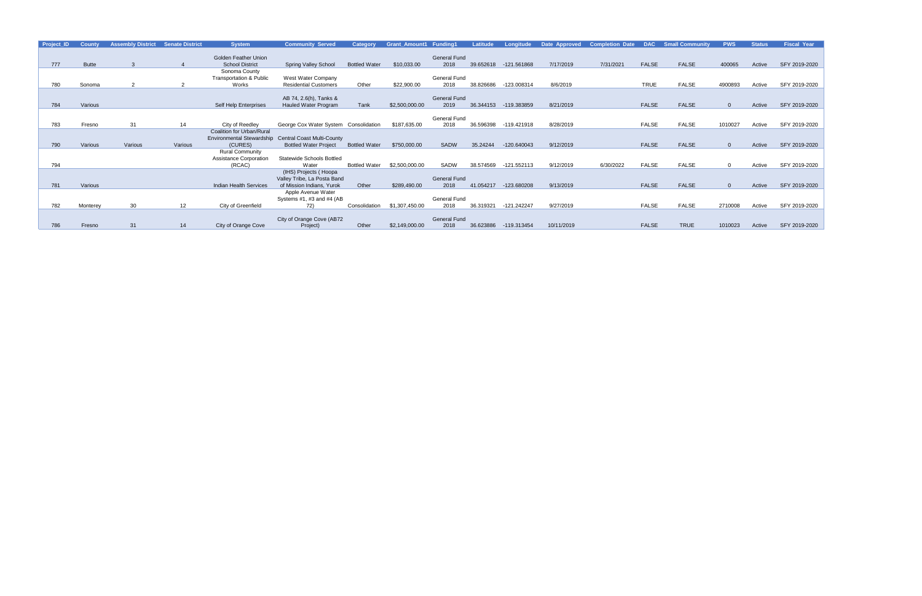| Project_ID | County | Assembly District | Senate District | System | Community Served | Category | Grant_Amount1 | Funding1 | Latitude | Longitude | Date Approved | Completion Date | DAC | Small Community | PWS | Status | Fiscal Year |
|---|---|---|---|---|---|---|---|---|---|---|---|---|---|---|---|---|---|
| 777 | Butte | 3 | 4 | Golden Feather Union School District | Spring Valley School | Bottled Water | $10,033.00 | General Fund 2018 | 39.652618 | -121.561868 | 7/17/2019 | 7/31/2021 | FALSE | FALSE | 400065 | Active | SFY 2019-2020 |
| 780 | Sonoma | 2 | 2 | Sonoma County Transportation & Public Works | West Water Company Residential Customers | Other | $22,900.00 | General Fund 2018 | 38.826686 | -123.008314 | 8/6/2019 | | TRUE | FALSE | 4900893 | Active | SFY 2019-2020 |
| 784 | Various | | | Self Help Enterprises | AB 74, 2.6(h), Tanks & Hauled Water Program | Tank | $2,500,000.00 | General Fund 2019 | 36.344153 | -119.383859 | 8/21/2019 | | FALSE | FALSE | 0 | Active | SFY 2019-2020 |
| 783 | Fresno | 31 | 14 | City of Reedley | George Cox Water System | Consolidation | $187,635.00 | General Fund 2018 | 36.596398 | -119.421918 | 8/28/2019 | | FALSE | FALSE | 1010027 | Active | SFY 2019-2020 |
| 790 | Various | Various | Various | Coalition for Urban/Rural Environmental Stewardship (CURES) | Central Coast Multi-County Bottled Water Project | Bottled Water | $750,000.00 | SADW | 35.24244 | -120.640043 | 9/12/2019 | | FALSE | FALSE | 0 | Active | SFY 2019-2020 |
| 794 | | | | Rural Community Assistance Corporation (RCAC) | Statewide Schools Bottled Water | Bottled Water | $2,500,000.00 | SADW | 38.574569 | -121.552113 | 9/12/2019 | 6/30/2022 | FALSE | FALSE | 0 | Active | SFY 2019-2020 |
| 781 | Various | | | Indian Health Services | (IHS) Projects ( Hoopa Valley Tribe, La Posta Band of Mission Indians, Yurok | Other | $289,490.00 | General Fund 2018 | 41.054217 | -123.680208 | 9/13/2019 | | FALSE | FALSE | 0 | Active | SFY 2019-2020 |
| 782 | Monterey | 30 | 12 | City of Greenfield | Apple Avenue Water Systems #1, #3 and #4 (AB 72) | Consolidation | $1,307,450.00 | General Fund 2018 | 36.319321 | -121.242247 | 9/27/2019 | | FALSE | FALSE | 2710008 | Active | SFY 2019-2020 |
| 786 | Fresno | 31 | 14 | City of Orange Cove | City of Orange Cove (AB72 Project) | Other | $2,149,000.00 | General Fund 2018 | 36.623886 | -119.313454 | 10/11/2019 | | FALSE | TRUE | 1010023 | Active | SFY 2019-2020 |